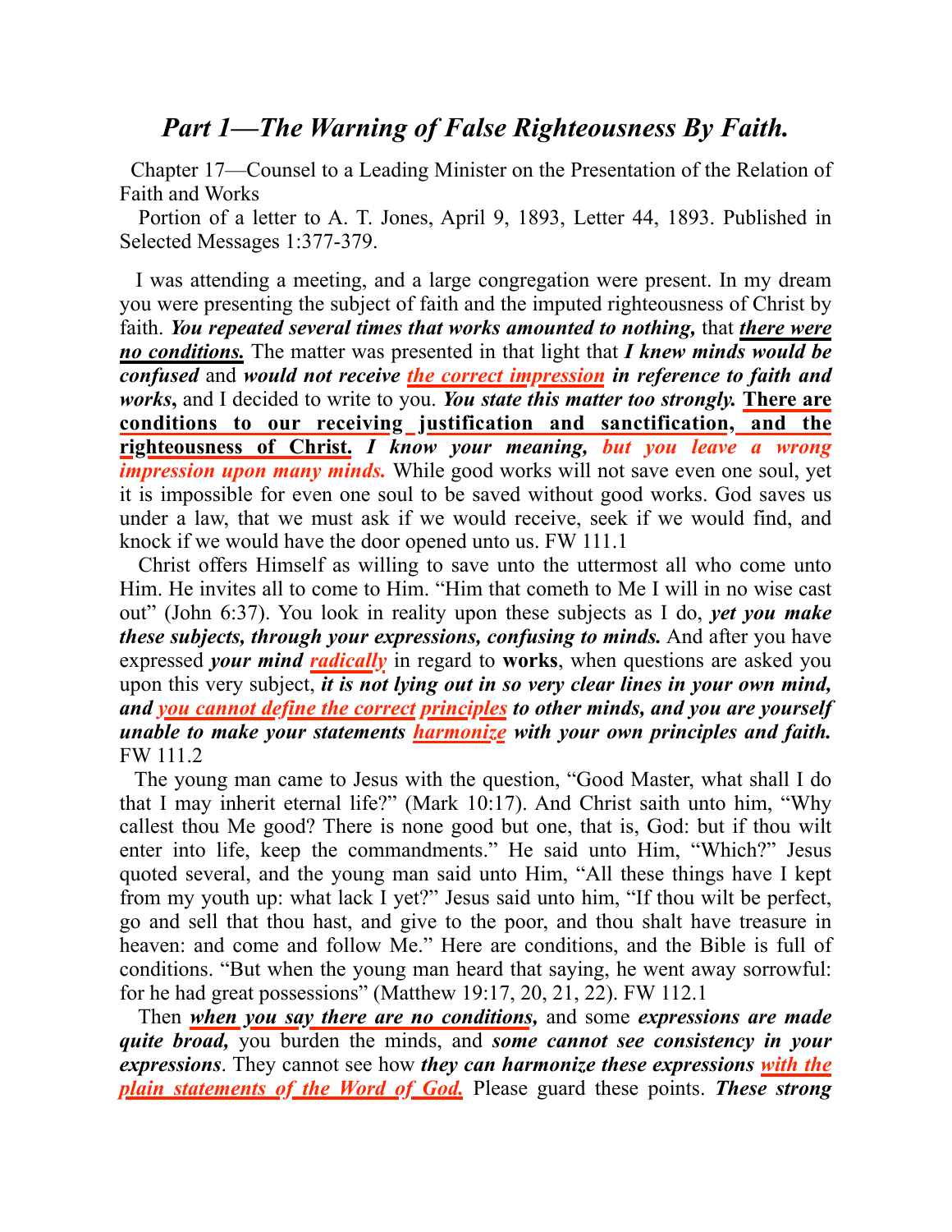# *Part 1—The Warning of False Righteousness By Faith.*

Chapter 17—Counsel to a Leading Minister on the Presentation of the Relation of Faith and Works

Portion of a letter to A. T. Jones, April 9, 1893, Letter 44, 1893. Published in Selected Messages 1:377-379.

I was attending a meeting, and a large congregation were present. In my dream you were presenting the subject of faith and the imputed righteousness of Christ by faith. ***You repeated several times that works amounted to nothing,*** that ***there were no conditions.*** The matter was presented in that light that ***I knew minds would be confused*** and ***would not receive the correct impression in reference to faith and works***, and I decided to write to you. ***You state this matter too strongly.*** **There are conditions to our receiving justification and sanctification, and the righteousness of Christ.** ***I know your meaning, but you leave a wrong impression upon many minds.*** While good works will not save even one soul, yet it is impossible for even one soul to be saved without good works. God saves us under a law, that we must ask if we would receive, seek if we would find, and knock if we would have the door opened unto us. FW 111.1

Christ offers Himself as willing to save unto the uttermost all who come unto Him. He invites all to come to Him. "Him that cometh to Me I will in no wise cast out" (John 6:37). You look in reality upon these subjects as I do, ***yet you make these subjects, through your expressions, confusing to minds.*** And after you have expressed ***your mind radically*** in regard to **works**, when questions are asked you upon this very subject, ***it is not lying out in so very clear lines in your own mind, and you cannot define the correct principles to other minds, and you are yourself unable to make your statements harmonize with your own principles and faith.*** FW 111.2

The young man came to Jesus with the question, "Good Master, what shall I do that I may inherit eternal life?" (Mark 10:17). And Christ saith unto him, "Why callest thou Me good? There is none good but one, that is, God: but if thou wilt enter into life, keep the commandments." He said unto Him, "Which?" Jesus quoted several, and the young man said unto Him, "All these things have I kept from my youth up: what lack I yet?" Jesus said unto him, "If thou wilt be perfect, go and sell that thou hast, and give to the poor, and thou shalt have treasure in heaven: and come and follow Me." Here are conditions, and the Bible is full of conditions. "But when the young man heard that saying, he went away sorrowful: for he had great possessions" (Matthew 19:17, 20, 21, 22). FW 112.1

Then ***when you say there are no conditions,*** and some ***expressions are made quite broad,*** you burden the minds, and ***some cannot see consistency in your expressions***. They cannot see how ***they can harmonize these expressions with the plain statements of the Word of God.*** Please guard these points. ***These strong***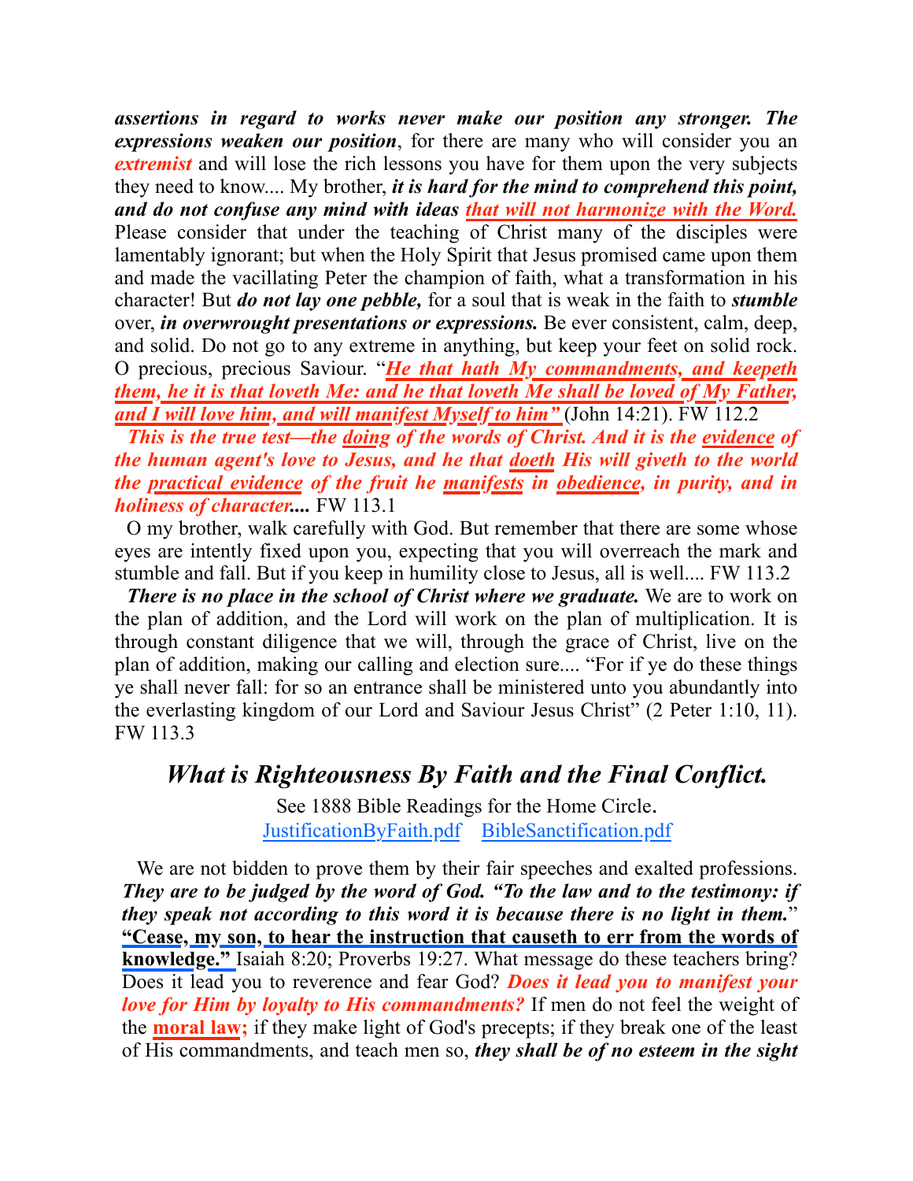***assertions in regard to works never make our position any stronger. The expressions weaken our position***, for there are many who will consider you an ***extremist*** and will lose the rich lessons you have for them upon the very subjects they need to know.... My brother, ***it is hard for the mind to comprehend this point, and do not confuse any mind with ideas that will not harmonize with the Word.*** Please consider that under the teaching of Christ many of the disciples were lamentably ignorant; but when the Holy Spirit that Jesus promised came upon them and made the vacillating Peter the champion of faith, what a transformation in his character! But ***do not lay one pebble,*** for a soul that is weak in the faith to ***stumble*** over, ***in overwrought presentations or expressions.*** Be ever consistent, calm, deep, and solid. Do not go to any extreme in anything, but keep your feet on solid rock. O precious, precious Saviour. "***He that hath My commandments, and keepeth them, he it is that loveth Me: and he that loveth Me shall be loved of My Father, and I will love him, and will manifest Myself to him"*** (John 14:21). FW 112.2

***This is the true test—the doing of the words of Christ. And it is the evidence of the human agent's love to Jesus, and he that doeth His will giveth to the world the practical evidence of the fruit he manifests in obedience, in purity, and in holiness of character....*** FW 113.1

O my brother, walk carefully with God. But remember that there are some whose eyes are intently fixed upon you, expecting that you will overreach the mark and stumble and fall. But if you keep in humility close to Jesus, all is well.... FW 113.2

***There is no place in the school of Christ where we graduate.*** We are to work on the plan of addition, and the Lord will work on the plan of multiplication. It is through constant diligence that we will, through the grace of Christ, live on the plan of addition, making our calling and election sure.... "For if ye do these things ye shall never fall: for so an entrance shall be ministered unto you abundantly into the everlasting kingdom of our Lord and Saviour Jesus Christ" (2 Peter 1:10, 11). FW 113.3

## *What is Righteousness By Faith and the Final Conflict.*

See 1888 Bible Readings for the Home Circle.
JustificationByFaith.pdf BibleSanctification.pdf

We are not bidden to prove them by their fair speeches and exalted professions. ***They are to be judged by the word of God. "To the law and to the testimony: if they speak not according to this word it is because there is no light in them.***" **"Cease, my son, to hear the instruction that causeth to err from the words of knowledge."** Isaiah 8:20; Proverbs 19:27. What message do these teachers bring? Does it lead you to reverence and fear God? ***Does it lead you to manifest your love for Him by loyalty to His commandments?*** If men do not feel the weight of the **moral law;** if they make light of God's precepts; if they break one of the least of His commandments, and teach men so, ***they shall be of no esteem in the sight***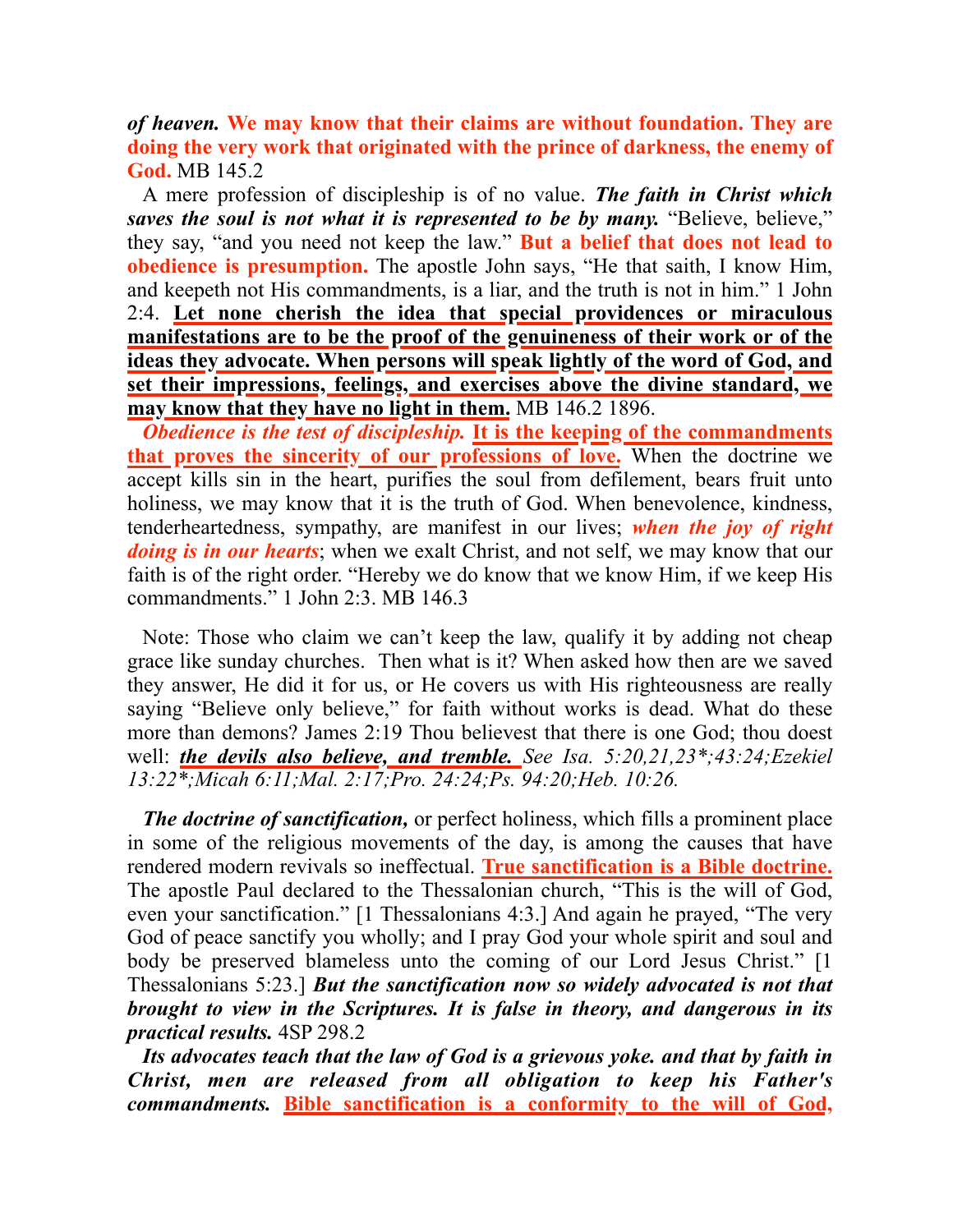***of heaven.*** **We may know that their claims are without foundation. They are doing the very work that originated with the prince of darkness, the enemy of God.** MB 145.2

A mere profession of discipleship is of no value. ***The faith in Christ which saves the soul is not what it is represented to be by many.*** "Believe, believe," they say, "and you need not keep the law." **But a belief that does not lead to obedience is presumption.** The apostle John says, "He that saith, I know Him, and keepeth not His commandments, is a liar, and the truth is not in him." 1 John 2:4. **Let none cherish the idea that special providences or miraculous manifestations are to be the proof of the genuineness of their work or of the ideas they advocate. When persons will speak lightly of the word of God, and set their impressions, feelings, and exercises above the divine standard, we may know that they have no light in them.** MB 146.2 1896.

***Obedience is the test of discipleship.*** **It is the keeping of the commandments that proves the sincerity of our professions of love.** When the doctrine we accept kills sin in the heart, purifies the soul from defilement, bears fruit unto holiness, we may know that it is the truth of God. When benevolence, kindness, tenderheartedness, sympathy, are manifest in our lives; ***when the joy of right doing is in our hearts***; when we exalt Christ, and not self, we may know that our faith is of the right order. "Hereby we do know that we know Him, if we keep His commandments." 1 John 2:3. MB 146.3

Note: Those who claim we can't keep the law, qualify it by adding not cheap grace like sunday churches. Then what is it? When asked how then are we saved they answer, He did it for us, or He covers us with His righteousness are really saying "Believe only believe," for faith without works is dead. What do these more than demons? James 2:19 Thou believest that there is one God; thou doest well: ***the devils also believe, and tremble.*** *See Isa. 5:20,21,23*;43:24;Ezekiel 13:22*;Micah 6:11;Mal. 2:17;Pro. 24:24;Ps. 94:20;Heb. 10:26.*

***The doctrine of sanctification,*** or perfect holiness, which fills a prominent place in some of the religious movements of the day, is among the causes that have rendered modern revivals so ineffectual. **True sanctification is a Bible doctrine.** The apostle Paul declared to the Thessalonian church, "This is the will of God, even your sanctification." [1 Thessalonians 4:3.] And again he prayed, "The very God of peace sanctify you wholly; and I pray God your whole spirit and soul and body be preserved blameless unto the coming of our Lord Jesus Christ." [1 Thessalonians 5:23.] ***But the sanctification now so widely advocated is not that brought to view in the Scriptures. It is false in theory, and dangerous in its practical results.*** 4SP 298.2

***Its advocates teach that the law of God is a grievous yoke. and that by faith in Christ, men are released from all obligation to keep his Father's commandments.*** **Bible sanctification is a conformity to the will of God,**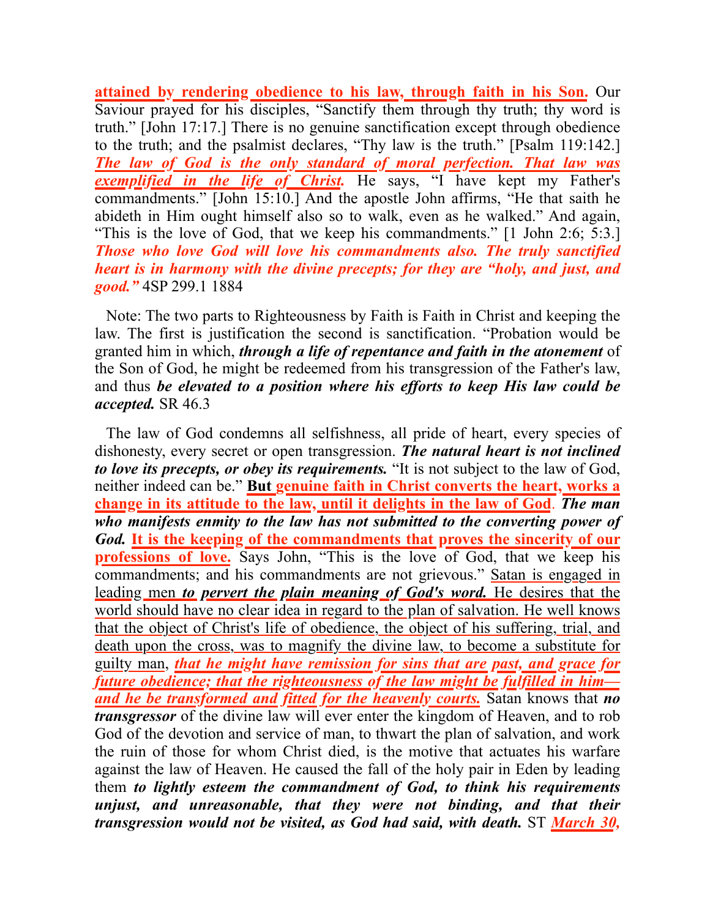**attained by rendering obedience to his law, through faith in his Son.** Our Saviour prayed for his disciples, "Sanctify them through thy truth; thy word is truth." [John 17:17.] There is no genuine sanctification except through obedience to the truth; and the psalmist declares, "Thy law is the truth." [Psalm 119:142.] ***The law of God is the only standard of moral perfection. That law was exemplified in the life of Christ.*** He says, "I have kept my Father's commandments." [John 15:10.] And the apostle John affirms, "He that saith he abideth in Him ought himself also so to walk, even as he walked." And again, "This is the love of God, that we keep his commandments." [1 John 2:6; 5:3.] ***Those who love God will love his commandments also. The truly sanctified heart is in harmony with the divine precepts; for they are "holy, and just, and good."*** 4SP 299.1 1884

Note: The two parts to Righteousness by Faith is Faith in Christ and keeping the law. The first is justification the second is sanctification. "Probation would be granted him in which, ***through a life of repentance and faith in the atonement*** of the Son of God, he might be redeemed from his transgression of the Father's law, and thus ***be elevated to a position where his efforts to keep His law could be accepted.*** SR 46.3

The law of God condemns all selfishness, all pride of heart, every species of dishonesty, every secret or open transgression. ***The natural heart is not inclined to love its precepts, or obey its requirements.*** "It is not subject to the law of God, neither indeed can be." **But genuine faith in Christ converts the heart, works a change in its attitude to the law, until it delights in the law of God**. ***The man who manifests enmity to the law has not submitted to the converting power of God.*** **It is the keeping of the commandments that proves the sincerity of our professions of love.** Says John, "This is the love of God, that we keep his commandments; and his commandments are not grievous." Satan is engaged in leading men ***to pervert the plain meaning of God's word.*** He desires that the world should have no clear idea in regard to the plan of salvation. He well knows that the object of Christ's life of obedience, the object of his suffering, trial, and death upon the cross, was to magnify the divine law, to become a substitute for guilty man, ***that he might have remission for sins that are past, and grace for future obedience; that the righteousness of the law might be fulfilled in him—and he be transformed and fitted for the heavenly courts.*** Satan knows that ***no transgressor*** of the divine law will ever enter the kingdom of Heaven, and to rob God of the devotion and service of man, to thwart the plan of salvation, and work the ruin of those for whom Christ died, is the motive that actuates his warfare against the law of Heaven. He caused the fall of the holy pair in Eden by leading them ***to lightly esteem the commandment of God, to think his requirements unjust, and unreasonable, that they were not binding, and that their transgression would not be visited, as God had said, with death.*** ST ***March 30,***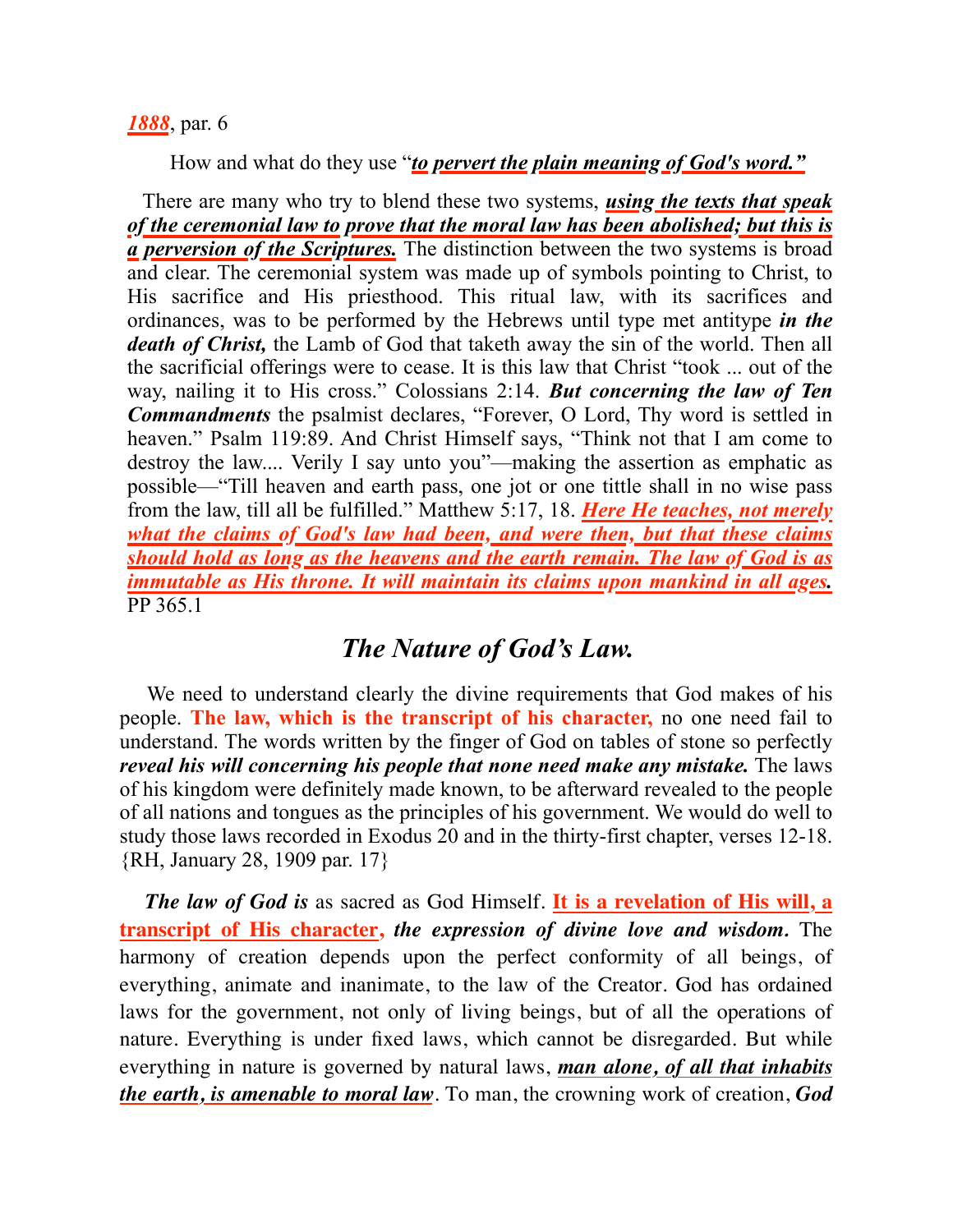*1888*, par. 6

How and what do they use "***to pervert the plain meaning of God's word."***

There are many who try to blend these two systems, ***using the texts that speak of the ceremonial law to prove that the moral law has been abolished; but this is a perversion of the Scriptures.*** The distinction between the two systems is broad and clear. The ceremonial system was made up of symbols pointing to Christ, to His sacrifice and His priesthood. This ritual law, with its sacrifices and ordinances, was to be performed by the Hebrews until type met antitype ***in the death of Christ,*** the Lamb of God that taketh away the sin of the world. Then all the sacrificial offerings were to cease. It is this law that Christ "took ... out of the way, nailing it to His cross." Colossians 2:14. ***But concerning the law of Ten Commandments*** the psalmist declares, "Forever, O Lord, Thy word is settled in heaven." Psalm 119:89. And Christ Himself says, "Think not that I am come to destroy the law.... Verily I say unto you"—making the assertion as emphatic as possible—"Till heaven and earth pass, one jot or one tittle shall in no wise pass from the law, till all be fulfilled." Matthew 5:17, 18. ***Here He teaches, not merely what the claims of God's law had been, and were then, but that these claims should hold as long as the heavens and the earth remain. The law of God is as immutable as His throne. It will maintain its claims upon mankind in all ages.*** PP 365.1

## *The Nature of God's Law.*

We need to understand clearly the divine requirements that God makes of his people. **The law, which is the transcript of his character,** no one need fail to understand. The words written by the finger of God on tables of stone so perfectly ***reveal his will concerning his people that none need make any mistake.*** The laws of his kingdom were definitely made known, to be afterward revealed to the people of all nations and tongues as the principles of his government. We would do well to study those laws recorded in Exodus 20 and in the thirty-first chapter, verses 12-18. {RH, January 28, 1909 par. 17}

***The law of God is*** as sacred as God Himself. **It is a revelation of His will, a transcript of His character,** ***the expression of divine love and wisdom.*** The harmony of creation depends upon the perfect conformity of all beings, of everything, animate and inanimate, to the law of the Creator. God has ordained laws for the government, not only of living beings, but of all the operations of nature. Everything is under fixed laws, which cannot be disregarded. But while everything in nature is governed by natural laws, ***man alone, of all that inhabits the earth, is amenable to moral law***. To man, the crowning work of creation, ***God***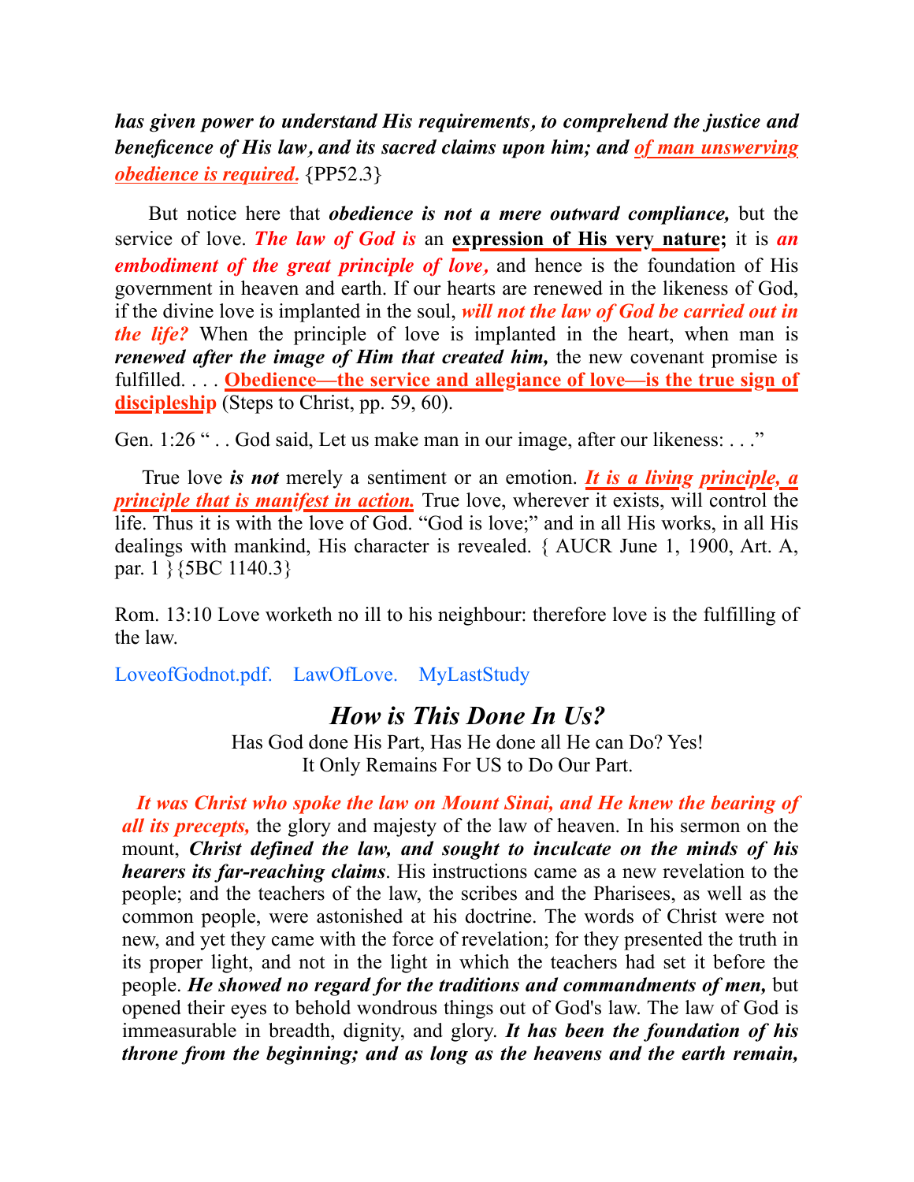***has given power to understand His requirements, to comprehend the justice and beneficence of His law, and its sacred claims upon him; and of man unswerving obedience is required.*** {PP52.3}

But notice here that ***obedience is not a mere outward compliance,*** but the service of love. ***The law of God is*** an **expression of His very nature;** it is ***an embodiment of the great principle of love,*** and hence is the foundation of His government in heaven and earth. If our hearts are renewed in the likeness of God, if the divine love is implanted in the soul, ***will not the law of God be carried out in the life?*** When the principle of love is implanted in the heart, when man is ***renewed after the image of Him that created him,*** the new covenant promise is fulfilled. . . . **Obedience—the service and allegiance of love—is the true sign of discipleship** (Steps to Christ, pp. 59, 60).

Gen. 1:26 " . . God said, Let us make man in our image, after our likeness: . . ."

True love ***is not*** merely a sentiment or an emotion. ***It is a living principle, a principle that is manifest in action.*** True love, wherever it exists, will control the life. Thus it is with the love of God. "God is love;" and in all His works, in all His dealings with mankind, His character is revealed. { AUCR June 1, 1900, Art. A, par. 1 }{5BC 1140.3}

Rom. 13:10 Love worketh no ill to his neighbour: therefore love is the fulfilling of the law.

LoveofGodnot.pdf. LawOfLove. MyLastStudy

## *How is This Done In Us?*

Has God done His Part, Has He done all He can Do? Yes!
It Only Remains For US to Do Our Part.

***It was Christ who spoke the law on Mount Sinai, and He knew the bearing of all its precepts,*** the glory and majesty of the law of heaven. In his sermon on the mount, ***Christ defined the law, and sought to inculcate on the minds of his hearers its far-reaching claims***. His instructions came as a new revelation to the people; and the teachers of the law, the scribes and the Pharisees, as well as the common people, were astonished at his doctrine. The words of Christ were not new, and yet they came with the force of revelation; for they presented the truth in its proper light, and not in the light in which the teachers had set it before the people. ***He showed no regard for the traditions and commandments of men,*** but opened their eyes to behold wondrous things out of God's law. The law of God is immeasurable in breadth, dignity, and glory. ***It has been the foundation of his throne from the beginning; and as long as the heavens and the earth remain,***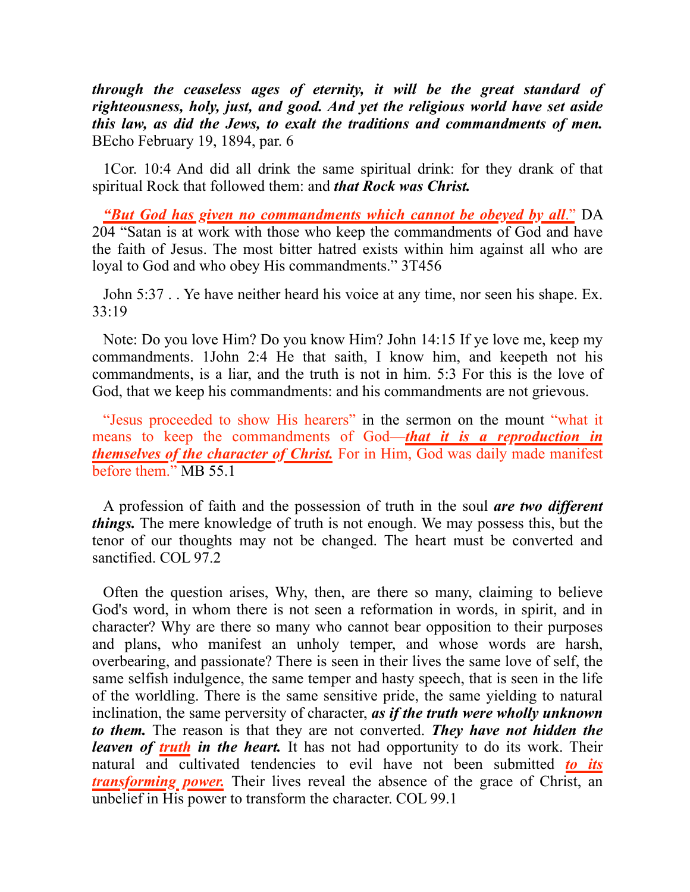***through the ceaseless ages of eternity, it will be the great standard of righteousness, holy, just, and good. And yet the religious world have set aside this law, as did the Jews, to exalt the traditions and commandments of men.*** BEcho February 19, 1894, par. 6

1Cor. 10:4 And did all drink the same spiritual drink: for they drank of that spiritual Rock that followed them: and ***that Rock was Christ.***

***"But God has given no commandments which cannot be obeyed by all."*** DA 204 "Satan is at work with those who keep the commandments of God and have the faith of Jesus. The most bitter hatred exists within him against all who are loyal to God and who obey His commandments." 3T456

John 5:37 . . Ye have neither heard his voice at any time, nor seen his shape. Ex. 33:19

Note: Do you love Him? Do you know Him? John 14:15 If ye love me, keep my commandments. 1John 2:4 He that saith, I know him, and keepeth not his commandments, is a liar, and the truth is not in him. 5:3 For this is the love of God, that we keep his commandments: and his commandments are not grievous.

"Jesus proceeded to show His hearers" in the sermon on the mount "what it means to keep the commandments of God—***that it is a reproduction in themselves of the character of Christ.*** For in Him, God was daily made manifest before them." MB 55.1

A profession of faith and the possession of truth in the soul ***are two different things.*** The mere knowledge of truth is not enough. We may possess this, but the tenor of our thoughts may not be changed. The heart must be converted and sanctified. COL 97.2

Often the question arises, Why, then, are there so many, claiming to believe God's word, in whom there is not seen a reformation in words, in spirit, and in character? Why are there so many who cannot bear opposition to their purposes and plans, who manifest an unholy temper, and whose words are harsh, overbearing, and passionate? There is seen in their lives the same love of self, the same selfish indulgence, the same temper and hasty speech, that is seen in the life of the worldling. There is the same sensitive pride, the same yielding to natural inclination, the same perversity of character, ***as if the truth were wholly unknown to them.*** The reason is that they are not converted. ***They have not hidden the leaven of truth in the heart.*** It has not had opportunity to do its work. Their natural and cultivated tendencies to evil have not been submitted ***to its transforming power.*** Their lives reveal the absence of the grace of Christ, an unbelief in His power to transform the character. COL 99.1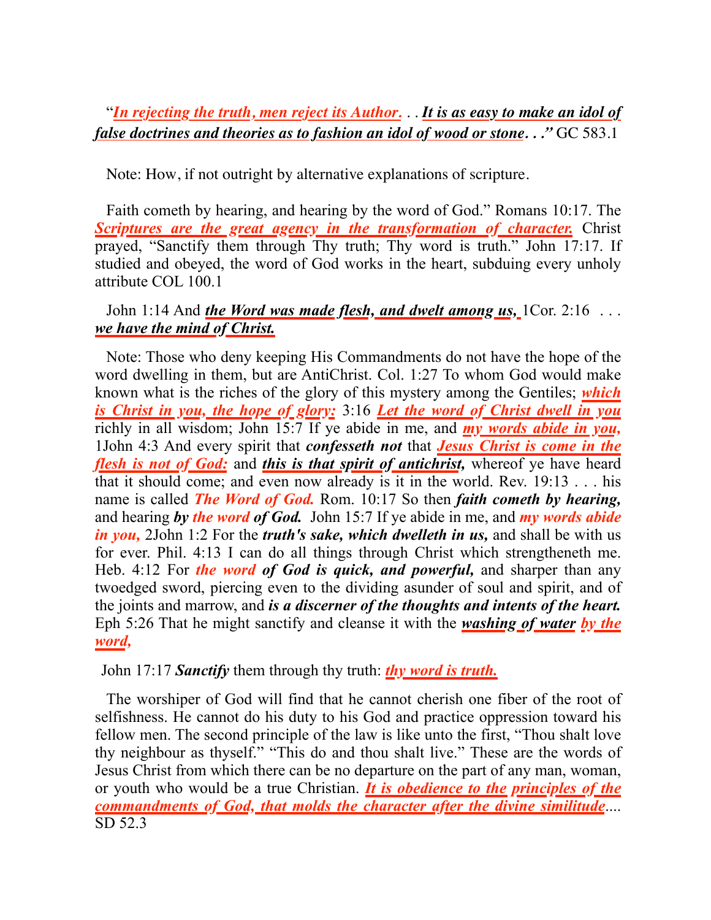"***In rejecting the truth, men reject its Author***. . . ***It is as easy to make an idol of false doctrines and theories as to fashion an idol of wood or stone. . .***" GC 583.1

Note: How, if not outright by alternative explanations of scripture.

Faith cometh by hearing, and hearing by the word of God." Romans 10:17. The ***Scriptures are the great agency in the transformation of character.*** Christ prayed, "Sanctify them through Thy truth; Thy word is truth." John 17:17. If studied and obeyed, the word of God works in the heart, subduing every unholy attribute COL 100.1

John 1:14 And ***the Word was made flesh, and dwelt among us,*** 1Cor. 2:16 . . . ***we have the mind of Christ.***

Note: Those who deny keeping His Commandments do not have the hope of the word dwelling in them, but are AntiChrist. Col. 1:27 To whom God would make known what is the riches of the glory of this mystery among the Gentiles; ***which is Christ in you, the hope of glory:*** 3:16 ***Let the word of Christ dwell in you*** richly in all wisdom; John 15:7 If ye abide in me, and ***my words abide in you,*** 1John 4:3 And every spirit that ***confesseth not*** that ***Jesus Christ is come in the flesh is not of God:*** and ***this is that spirit of antichrist,*** whereof ye have heard that it should come; and even now already is it in the world. Rev. 19:13 . . . his name is called ***The Word of God.*** Rom. 10:17 So then ***faith cometh by hearing,*** and hearing ***by the word of God.*** John 15:7 If ye abide in me, and ***my words abide in you,*** 2John 1:2 For the ***truth's sake, which dwelleth in us,*** and shall be with us for ever. Phil. 4:13 I can do all things through Christ which strengtheneth me. Heb. 4:12 For ***the word of God is quick, and powerful,*** and sharper than any twoedged sword, piercing even to the dividing asunder of soul and spirit, and of the joints and marrow, and ***is a discerner of the thoughts and intents of the heart.*** Eph 5:26 That he might sanctify and cleanse it with the ***washing of water by the word,***

John 17:17 ***Sanctify*** them through thy truth: ***thy word is truth.***

The worshiper of God will find that he cannot cherish one fiber of the root of selfishness. He cannot do his duty to his God and practice oppression toward his fellow men. The second principle of the law is like unto the first, "Thou shalt love thy neighbour as thyself." "This do and thou shalt live." These are the words of Jesus Christ from which there can be no departure on the part of any man, woman, or youth who would be a true Christian. ***It is obedience to the principles of the commandments of God, that molds the character after the divine similitude***.... SD 52.3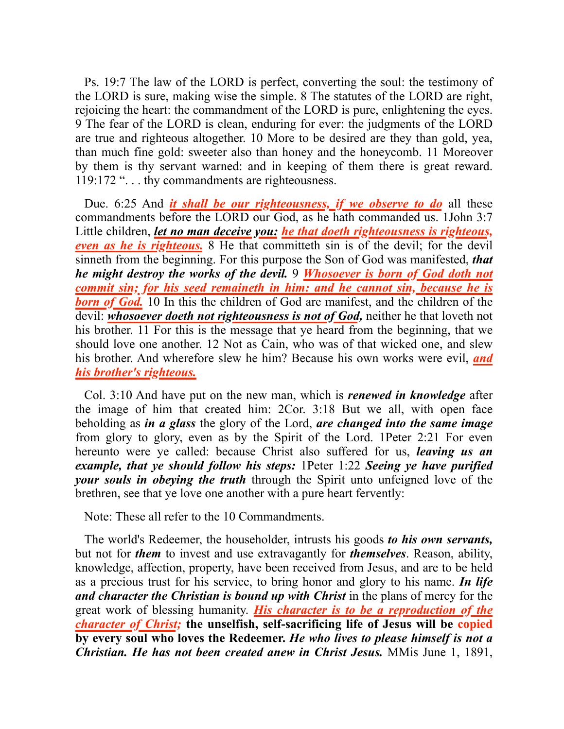Ps. 19:7 The law of the LORD is perfect, converting the soul: the testimony of the LORD is sure, making wise the simple. 8 The statutes of the LORD are right, rejoicing the heart: the commandment of the LORD is pure, enlightening the eyes. 9 The fear of the LORD is clean, enduring for ever: the judgments of the LORD are true and righteous altogether. 10 More to be desired are they than gold, yea, than much fine gold: sweeter also than honey and the honeycomb. 11 Moreover by them is thy servant warned: and in keeping of them there is great reward. 119:172 ". . . thy commandments are righteousness.

Due. 6:25 And ***it shall be our righteousness, if we observe to do*** all these commandments before the LORD our God, as he hath commanded us. 1John 3:7 Little children, ***let no man deceive you:*** ***he that doeth righteousness is righteous, even as he is righteous.*** 8 He that committeth sin is of the devil; for the devil sinneth from the beginning. For this purpose the Son of God was manifested, ***that he might destroy the works of the devil.*** 9 ***Whosoever is born of God doth not commit sin; for his seed remaineth in him: and he cannot sin, because he is born of God.*** 10 In this the children of God are manifest, and the children of the devil: ***whosoever doeth not righteousness is not of God,*** neither he that loveth not his brother. 11 For this is the message that ye heard from the beginning, that we should love one another. 12 Not as Cain, who was of that wicked one, and slew his brother. And wherefore slew he him? Because his own works were evil, ***and his brother's righteous.***

Col. 3:10 And have put on the new man, which is ***renewed in knowledge*** after the image of him that created him: 2Cor. 3:18 But we all, with open face beholding as ***in a glass*** the glory of the Lord, ***are changed into the same image*** from glory to glory, even as by the Spirit of the Lord. 1Peter 2:21 For even hereunto were ye called: because Christ also suffered for us, ***leaving us an example, that ye should follow his steps:*** 1Peter 1:22 ***Seeing ye have purified your souls in obeying the truth*** through the Spirit unto unfeigned love of the brethren, see that ye love one another with a pure heart fervently:

Note: These all refer to the 10 Commandments.

The world's Redeemer, the householder, intrusts his goods ***to his own servants,*** but not for ***them*** to invest and use extravagantly for ***themselves***. Reason, ability, knowledge, affection, property, have been received from Jesus, and are to be held as a precious trust for his service, to bring honor and glory to his name. ***In life and character the Christian is bound up with Christ*** in the plans of mercy for the great work of blessing humanity. ***His character is to be a reproduction of the character of Christ;*** **the unselfish, self-sacrificing life of Jesus will be copied by every soul who loves the Redeemer.** ***He who lives to please himself is not a Christian. He has not been created anew in Christ Jesus.*** MMis June 1, 1891,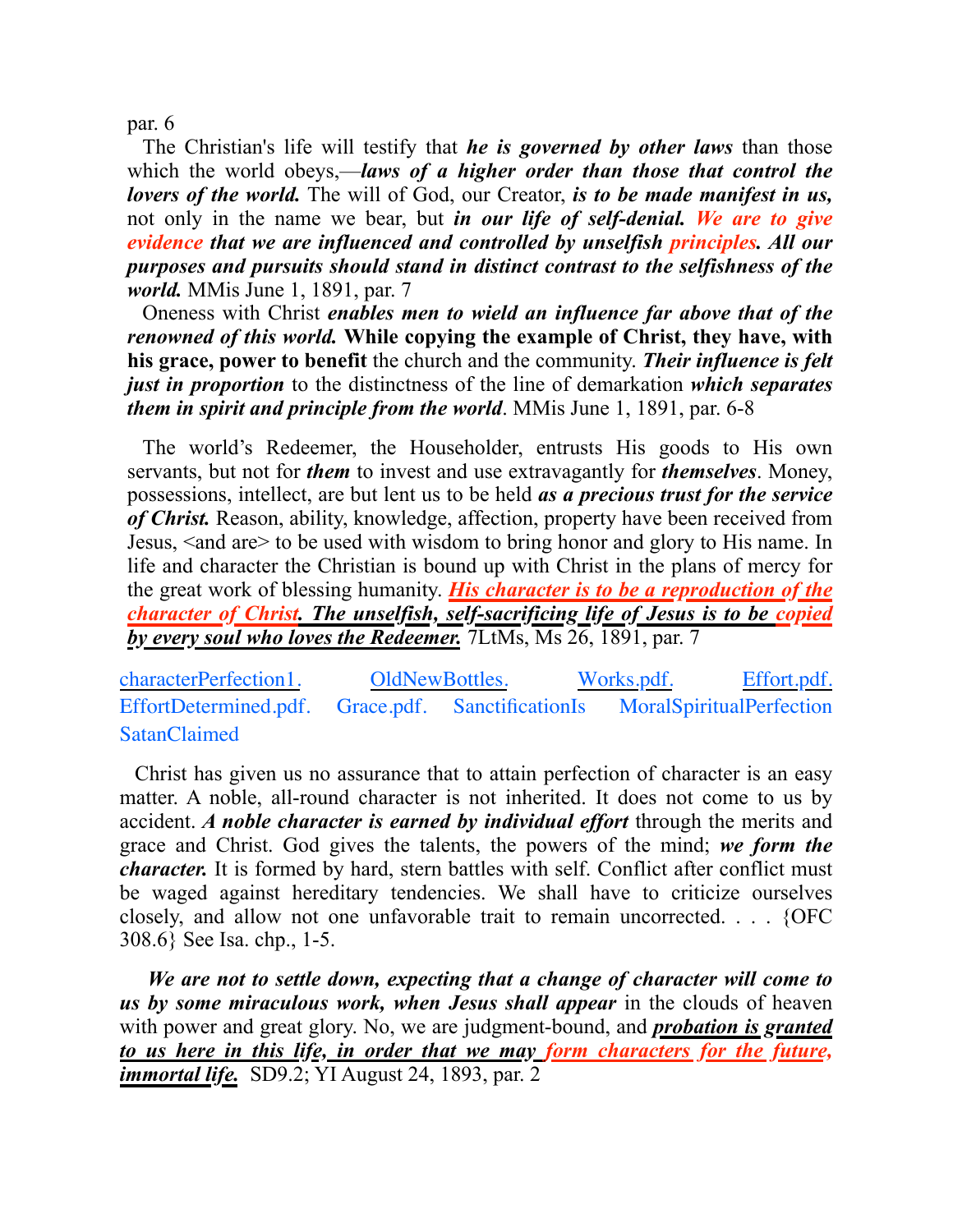par. 6

The Christian's life will testify that ***he is governed by other laws*** than those which the world obeys,—***laws of a higher order than those that control the lovers of the world.*** The will of God, our Creator, ***is to be made manifest in us,*** not only in the name we bear, but ***in our life of self-denial. We are to give evidence that we are influenced and controlled by unselfish principles. All our purposes and pursuits should stand in distinct contrast to the selfishness of the world.*** MMis June 1, 1891, par. 7

Oneness with Christ ***enables men to wield an influence far above that of the renowned of this world.*** **While copying the example of Christ, they have, with his grace, power to benefit** the church and the community. ***Their influence is felt just in proportion*** to the distinctness of the line of demarkation ***which separates them in spirit and principle from the world***. MMis June 1, 1891, par. 6-8

The world's Redeemer, the Householder, entrusts His goods to His own servants, but not for ***them*** to invest and use extravagantly for ***themselves***. Money, possessions, intellect, are but lent us to be held ***as a precious trust for the service of Christ.*** Reason, ability, knowledge, affection, property have been received from Jesus, <and are> to be used with wisdom to bring honor and glory to His name. In life and character the Christian is bound up with Christ in the plans of mercy for the great work of blessing humanity. ***<u>His character is to be a reproduction of the character of Christ. The unselfish, self-sacrificing life of Jesus is to be copied by every soul who loves the Redeemer.</u>*** 7LtMs, Ms 26, 1891, par. 7

characterPerfection1. OldNewBottles. Works.pdf. Effort.pdf. EffortDetermined.pdf. Grace.pdf. SanctificationIs MoralSpiritualPerfection SatanClaimed

Christ has given us no assurance that to attain perfection of character is an easy matter. A noble, all-round character is not inherited. It does not come to us by accident. ***A noble character is earned by individual effort*** through the merits and grace and Christ. God gives the talents, the powers of the mind; ***we form the character.*** It is formed by hard, stern battles with self. Conflict after conflict must be waged against hereditary tendencies. We shall have to criticize ourselves closely, and allow not one unfavorable trait to remain uncorrected. . . . {OFC 308.6} See Isa. chp., 1-5.

***We are not to settle down, expecting that a change of character will come to us by some miraculous work, when Jesus shall appear*** in the clouds of heaven with power and great glory. No, we are judgment-bound, and ***<u>probation is granted to us here in this life, in order that we may form characters for the future, immortal life.</u>*** SD9.2; YI August 24, 1893, par. 2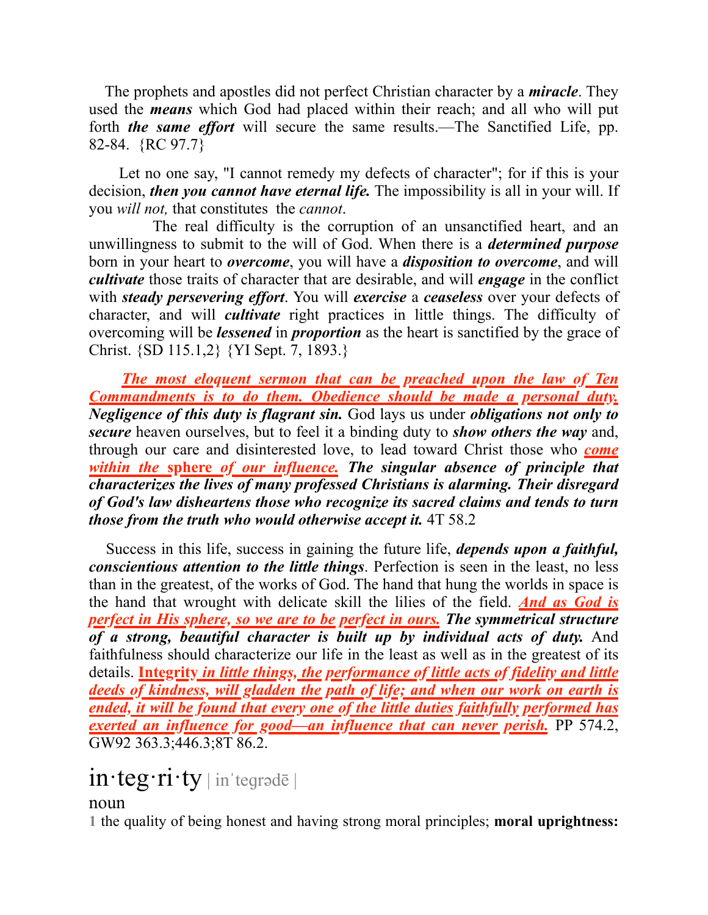The prophets and apostles did not perfect Christian character by a ***miracle***. They used the ***means*** which God had placed within their reach; and all who will put forth ***the same effort*** will secure the same results.—The Sanctified Life, pp. 82-84. {RC 97.7}

Let no one say, "I cannot remedy my defects of character"; for if this is your decision, ***then you cannot have eternal life.*** The impossibility is all in your will. If you *will not,* that constitutes the *cannot*.

The real difficulty is the corruption of an unsanctified heart, and an unwillingness to submit to the will of God. When there is a ***determined purpose*** born in your heart to ***overcome***, you will have a ***disposition to overcome***, and will ***cultivate*** those traits of character that are desirable, and will ***engage*** in the conflict with ***steady persevering effort***. You will ***exercise*** a ***ceaseless*** over your defects of character, and will ***cultivate*** right practices in little things. The difficulty of overcoming will be ***lessened*** in ***proportion*** as the heart is sanctified by the grace of Christ. {SD 115.1,2} {YI Sept. 7, 1893.}

***The most eloquent sermon that can be preached upon the law of Ten Commandments is to do them. Obedience should be made a personal duty. Negligence of this duty is flagrant sin.*** God lays us under ***obligations not only to secure*** heaven ourselves, but to feel it a binding duty to ***show others the way*** and, through our care and disinterested love, to lead toward Christ those who ***come within the sphere of our influence. The singular absence of principle that characterizes the lives of many professed Christians is alarming. Their disregard of God's law disheartens those who recognize its sacred claims and tends to turn those from the truth who would otherwise accept it.*** 4T 58.2

Success in this life, success in gaining the future life, ***depends upon a faithful, conscientious attention to the little things***. Perfection is seen in the least, no less than in the greatest, of the works of God. The hand that hung the worlds in space is the hand that wrought with delicate skill the lilies of the field. ***And as God is perfect in His sphere, so we are to be perfect in ours. The symmetrical structure of a strong, beautiful character is built up by individual acts of duty.*** And faithfulness should characterize our life in the least as well as in the greatest of its details. **Integrity** ***in little things, the performance of little acts of fidelity and little deeds of kindness, will gladden the path of life; and when our work on earth is ended, it will be found that every one of the little duties faithfully performed has exerted an influence for good—an influence that can never perish.*** PP 574.2, GW92 363.3;446.3;8T 86.2.

# in·teg·ri·ty | inˈteɡrədē |

noun

1 the quality of being honest and having strong moral principles; **moral uprightness:**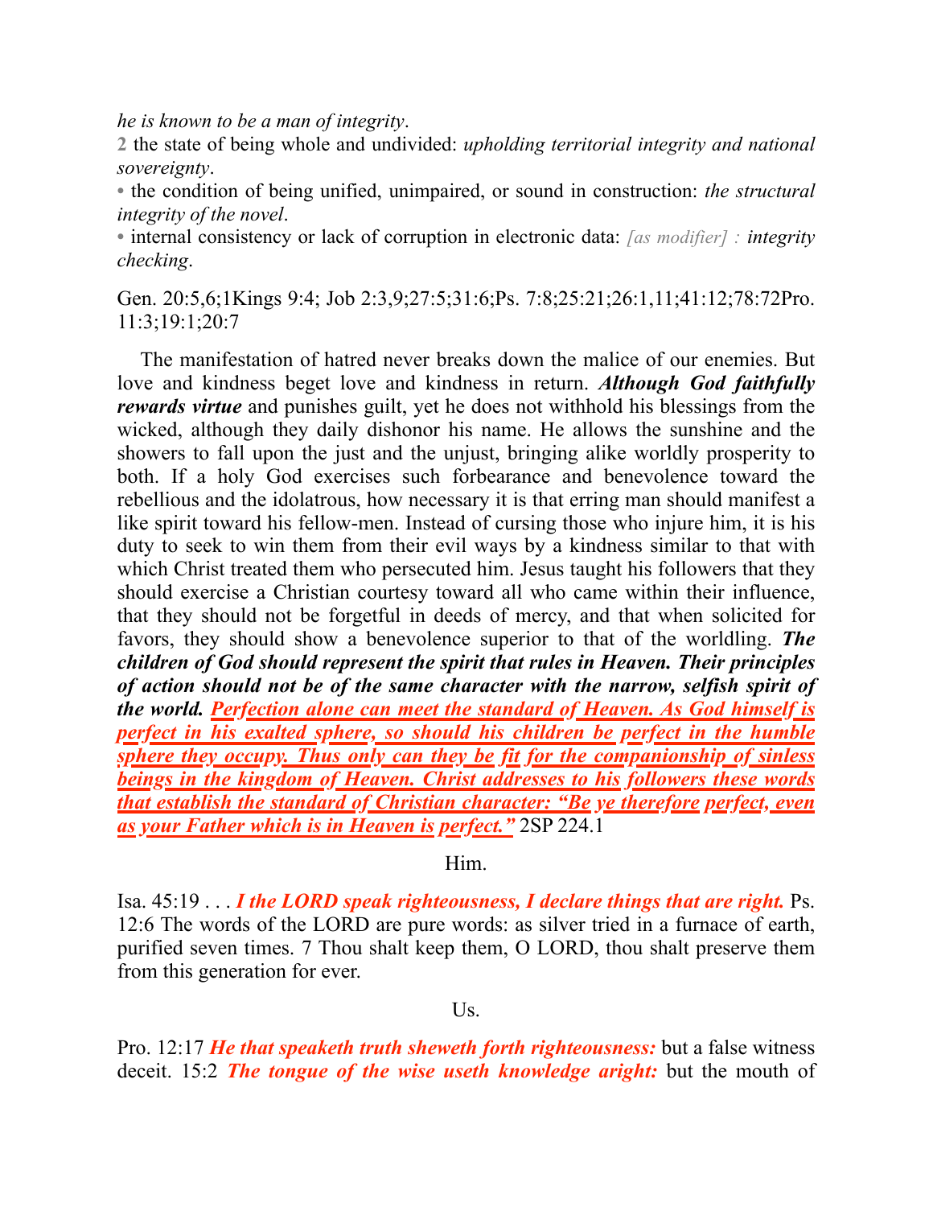*he is known to be a man of integrity*.

**2** the state of being whole and undivided: *upholding territorial integrity and national sovereignty*.

• the condition of being unified, unimpaired, or sound in construction: *the structural integrity of the novel*.

• internal consistency or lack of corruption in electronic data: *[as modifier] : integrity checking*.

Gen. 20:5,6;1Kings 9:4; Job 2:3,9;27:5;31:6;Ps. 7:8;25:21;26:1,11;41:12;78:72Pro. 11:3;19:1;20:7

The manifestation of hatred never breaks down the malice of our enemies. But love and kindness beget love and kindness in return. ***Although God faithfully rewards virtue*** and punishes guilt, yet he does not withhold his blessings from the wicked, although they daily dishonor his name. He allows the sunshine and the showers to fall upon the just and the unjust, bringing alike worldly prosperity to both. If a holy God exercises such forbearance and benevolence toward the rebellious and the idolatrous, how necessary it is that erring man should manifest a like spirit toward his fellow-men. Instead of cursing those who injure him, it is his duty to seek to win them from their evil ways by a kindness similar to that with which Christ treated them who persecuted him. Jesus taught his followers that they should exercise a Christian courtesy toward all who came within their influence, that they should not be forgetful in deeds of mercy, and that when solicited for favors, they should show a benevolence superior to that of the worldling. ***The children of God should represent the spirit that rules in Heaven. Their principles of action should not be of the same character with the narrow, selfish spirit of the world.*** ***Perfection alone can meet the standard of Heaven. As God himself is perfect in his exalted sphere, so should his children be perfect in the humble sphere they occupy. Thus only can they be fit for the companionship of sinless beings in the kingdom of Heaven. Christ addresses to his followers these words that establish the standard of Christian character: "Be ye therefore perfect, even as your Father which is in Heaven is perfect."*** 2SP 224.1

Him.

Isa. 45:19 . . . ***I the LORD speak righteousness, I declare things that are right.*** Ps. 12:6 The words of the LORD are pure words: as silver tried in a furnace of earth, purified seven times. 7 Thou shalt keep them, O LORD, thou shalt preserve them from this generation for ever.

Us.

Pro. 12:17 ***He that speaketh truth sheweth forth righteousness:*** but a false witness deceit. 15:2 ***The tongue of the wise useth knowledge aright:*** but the mouth of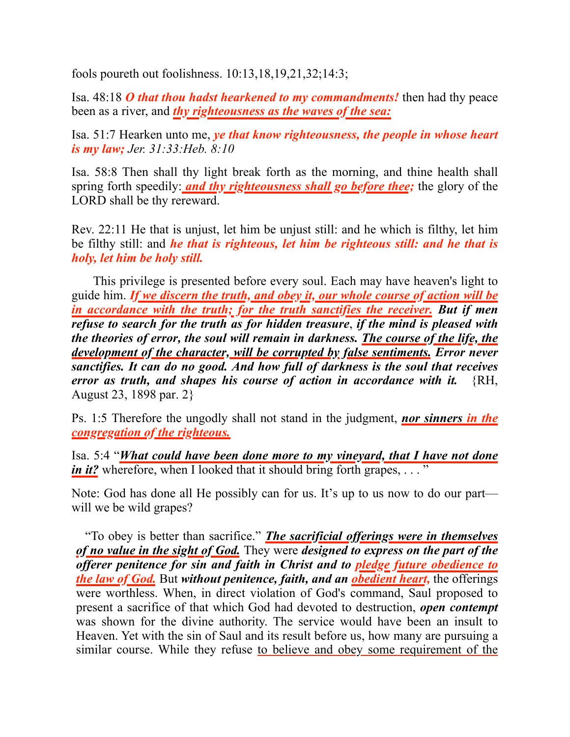fools poureth out foolishness. 10:13,18,19,21,32;14:3;

Isa. 48:18 ***O that thou hadst hearkened to my commandments!*** then had thy peace been as a river, and ***thy righteousness as the waves of the sea:***

Isa. 51:7 Hearken unto me, ***ye that know righteousness, the people in whose heart is my law;*** *Jer. 31:33:Heb. 8:10*

Isa. 58:8 Then shall thy light break forth as the morning, and thine health shall spring forth speedily: ***and thy righteousness shall go before thee;*** the glory of the LORD shall be thy rereward.

Rev. 22:11 He that is unjust, let him be unjust still: and he which is filthy, let him be filthy still: and ***he that is righteous, let him be righteous still: and he that is holy, let him be holy still.***

This privilege is presented before every soul. Each may have heaven's light to guide him. ***If we discern the truth, and obey it, our whole course of action will be in accordance with the truth; for the truth sanctifies the receiver. But if men refuse to search for the truth as for hidden treasure*, *if the mind is pleased with the theories of error, the soul will remain in darkness. The course of the life, the development of the character, will be corrupted by false sentiments. Error never sanctifies. It can do no good. And how full of darkness is the soul that receives error as truth, and shapes his course of action in accordance with it.*** {RH, August 23, 1898 par. 2}

Ps. 1:5 Therefore the ungodly shall not stand in the judgment, ***nor sinners in the congregation of the righteous.***

Isa. 5:4 "***What could have been done more to my vineyard, that I have not done in it?*** wherefore, when I looked that it should bring forth grapes, . . . "

Note: God has done all He possibly can for us. It's up to us now to do our part—will we be wild grapes?

"To obey is better than sacrifice." ***The sacrificial offerings were in themselves of no value in the sight of God.*** They were ***designed to express on the part of the offerer penitence for sin and faith in Christ and to pledge future obedience to the law of God.*** But ***without penitence, faith, and an obedient heart,*** the offerings were worthless. When, in direct violation of God's command, Saul proposed to present a sacrifice of that which God had devoted to destruction, ***open contempt*** was shown for the divine authority. The service would have been an insult to Heaven. Yet with the sin of Saul and its result before us, how many are pursuing a similar course. While they refuse to believe and obey some requirement of the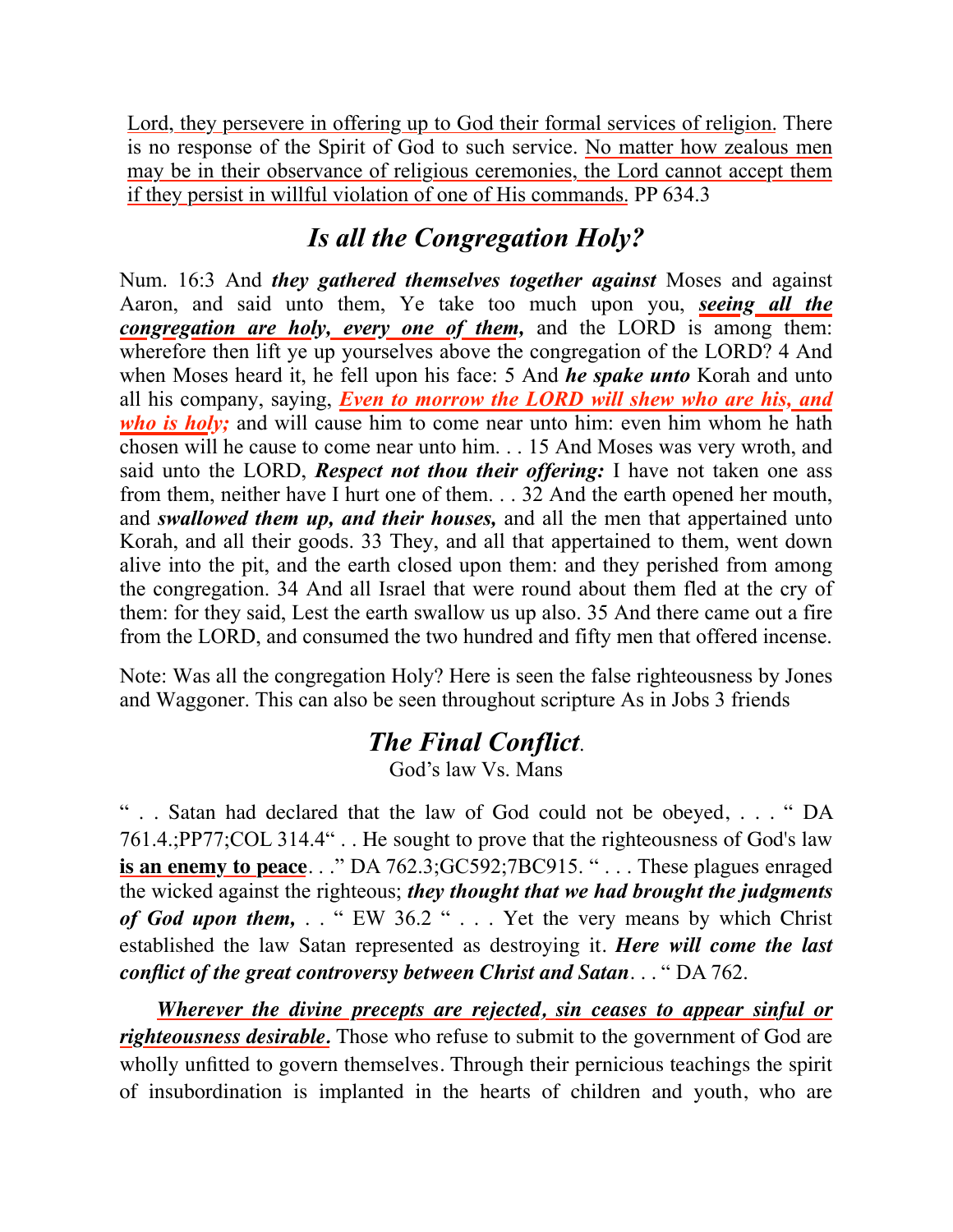Lord, they persevere in offering up to God their formal services of religion. There is no response of the Spirit of God to such service. No matter how zealous men may be in their observance of religious ceremonies, the Lord cannot accept them if they persist in willful violation of one of His commands. PP 634.3

## *Is all the Congregation Holy?*

Num. 16:3 And ***they gathered themselves together against*** Moses and against Aaron, and said unto them, Ye take too much upon you, ***seeing all the congregation are holy, every one of them,*** and the LORD is among them: wherefore then lift ye up yourselves above the congregation of the LORD? 4 And when Moses heard it, he fell upon his face: 5 And ***he spake unto*** Korah and unto all his company, saying, ***Even to morrow the LORD will shew who are his, and who is holy;*** and will cause him to come near unto him: even him whom he hath chosen will he cause to come near unto him. . . 15 And Moses was very wroth, and said unto the LORD, ***Respect not thou their offering:*** I have not taken one ass from them, neither have I hurt one of them. . . 32 And the earth opened her mouth, and ***swallowed them up, and their houses,*** and all the men that appertained unto Korah, and all their goods. 33 They, and all that appertained to them, went down alive into the pit, and the earth closed upon them: and they perished from among the congregation. 34 And all Israel that were round about them fled at the cry of them: for they said, Lest the earth swallow us up also. 35 And there came out a fire from the LORD, and consumed the two hundred and fifty men that offered incense.

Note: Was all the congregation Holy? Here is seen the false righteousness by Jones and Waggoner. This can also be seen throughout scripture As in Jobs 3 friends

## *The Final Conflict*.

God's law Vs. Mans

" . . Satan had declared that the law of God could not be obeyed, . . . " DA 761.4.;PP77;COL 314.4" . . He sought to prove that the righteousness of God's law **is an enemy to peace**. . ." DA 762.3;GC592;7BC915. " . . . These plagues enraged the wicked against the righteous; ***they thought that we had brought the judgments of God upon them,*** . . " EW 36.2 " . . . Yet the very means by which Christ established the law Satan represented as destroying it. ***Here will come the last conflict of the great controversy between Christ and Satan***. . . " DA 762.

***Wherever the divine precepts are rejected, sin ceases to appear sinful or righteousness desirable.*** Those who refuse to submit to the government of God are wholly unfitted to govern themselves. Through their pernicious teachings the spirit of insubordination is implanted in the hearts of children and youth, who are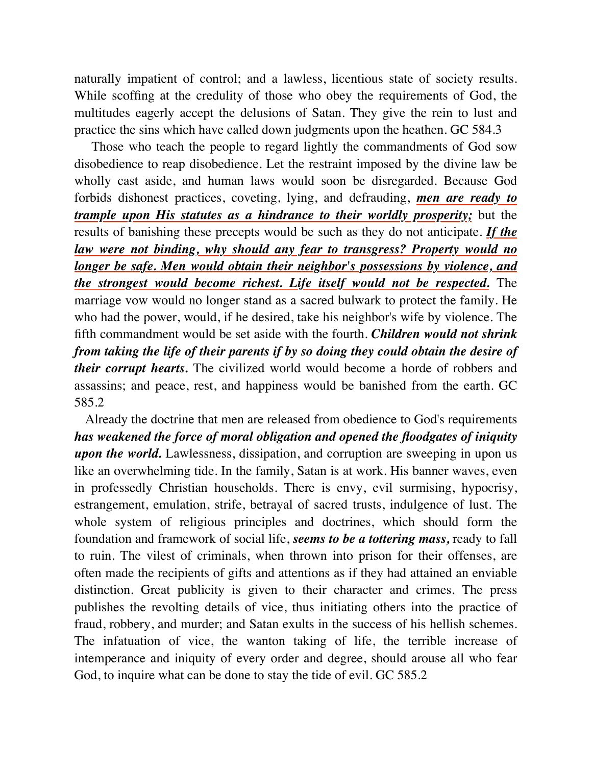naturally impatient of control; and a lawless, licentious state of society results. While scoffing at the credulity of those who obey the requirements of God, the multitudes eagerly accept the delusions of Satan. They give the rein to lust and practice the sins which have called down judgments upon the heathen. GC 584.3

Those who teach the people to regard lightly the commandments of God sow disobedience to reap disobedience. Let the restraint imposed by the divine law be wholly cast aside, and human laws would soon be disregarded. Because God forbids dishonest practices, coveting, lying, and defrauding, ***men are ready to trample upon His statutes as a hindrance to their worldly prosperity;*** but the results of banishing these precepts would be such as they do not anticipate. ***If the law were not binding, why should any fear to transgress? Property would no longer be safe. Men would obtain their neighbor's possessions by violence, and the strongest would become richest. Life itself would not be respected.*** The marriage vow would no longer stand as a sacred bulwark to protect the family. He who had the power, would, if he desired, take his neighbor's wife by violence. The fifth commandment would be set aside with the fourth. ***Children would not shrink from taking the life of their parents if by so doing they could obtain the desire of their corrupt hearts.*** The civilized world would become a horde of robbers and assassins; and peace, rest, and happiness would be banished from the earth. GC 585.2

Already the doctrine that men are released from obedience to God's requirements ***has weakened the force of moral obligation and opened the floodgates of iniquity upon the world.*** Lawlessness, dissipation, and corruption are sweeping in upon us like an overwhelming tide. In the family, Satan is at work. His banner waves, even in professedly Christian households. There is envy, evil surmising, hypocrisy, estrangement, emulation, strife, betrayal of sacred trusts, indulgence of lust. The whole system of religious principles and doctrines, which should form the foundation and framework of social life, ***seems to be a tottering mass,*** ready to fall to ruin. The vilest of criminals, when thrown into prison for their offenses, are often made the recipients of gifts and attentions as if they had attained an enviable distinction. Great publicity is given to their character and crimes. The press publishes the revolting details of vice, thus initiating others into the practice of fraud, robbery, and murder; and Satan exults in the success of his hellish schemes. The infatuation of vice, the wanton taking of life, the terrible increase of intemperance and iniquity of every order and degree, should arouse all who fear God, to inquire what can be done to stay the tide of evil. GC 585.2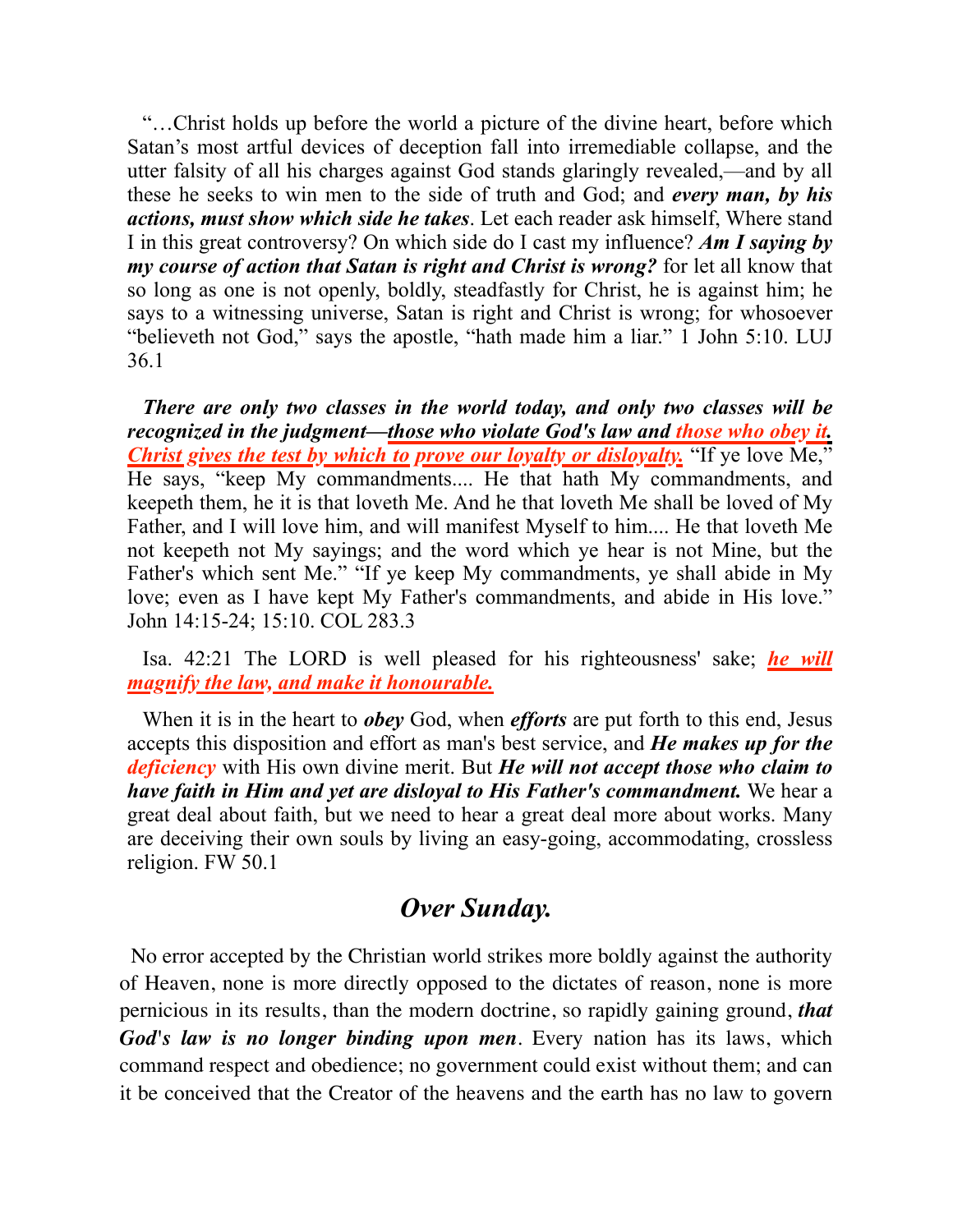"…Christ holds up before the world a picture of the divine heart, before which Satan's most artful devices of deception fall into irremediable collapse, and the utter falsity of all his charges against God stands glaringly revealed,—and by all these he seeks to win men to the side of truth and God; and ***every man, by his actions, must show which side he takes***. Let each reader ask himself, Where stand I in this great controversy? On which side do I cast my influence? ***Am I saying by my course of action that Satan is right and Christ is wrong?*** for let all know that so long as one is not openly, boldly, steadfastly for Christ, he is against him; he says to a witnessing universe, Satan is right and Christ is wrong; for whosoever "believeth not God," says the apostle, "hath made him a liar." 1 John 5:10. LUJ 36.1

***There are only two classes in the world today, and only two classes will be recognized in the judgment—those who violate God's law and those who obey it. Christ gives the test by which to prove our loyalty or disloyalty.*** "If ye love Me," He says, "keep My commandments.... He that hath My commandments, and keepeth them, he it is that loveth Me. And he that loveth Me shall be loved of My Father, and I will love him, and will manifest Myself to him.... He that loveth Me not keepeth not My sayings; and the word which ye hear is not Mine, but the Father's which sent Me." "If ye keep My commandments, ye shall abide in My love; even as I have kept My Father's commandments, and abide in His love." John 14:15-24; 15:10. COL 283.3

Isa. 42:21 The LORD is well pleased for his righteousness' sake; ***he will magnify the law, and make it honourable.***

When it is in the heart to ***obey*** God, when ***efforts*** are put forth to this end, Jesus accepts this disposition and effort as man's best service, and ***He makes up for the deficiency*** with His own divine merit. But ***He will not accept those who claim to have faith in Him and yet are disloyal to His Father's commandment.*** We hear a great deal about faith, but we need to hear a great deal more about works. Many are deceiving their own souls by living an easy-going, accommodating, crossless religion. FW 50.1

## *Over Sunday.*

No error accepted by the Christian world strikes more boldly against the authority of Heaven, none is more directly opposed to the dictates of reason, none is more pernicious in its results, than the modern doctrine, so rapidly gaining ground, ***that God's law is no longer binding upon men***. Every nation has its laws, which command respect and obedience; no government could exist without them; and can it be conceived that the Creator of the heavens and the earth has no law to govern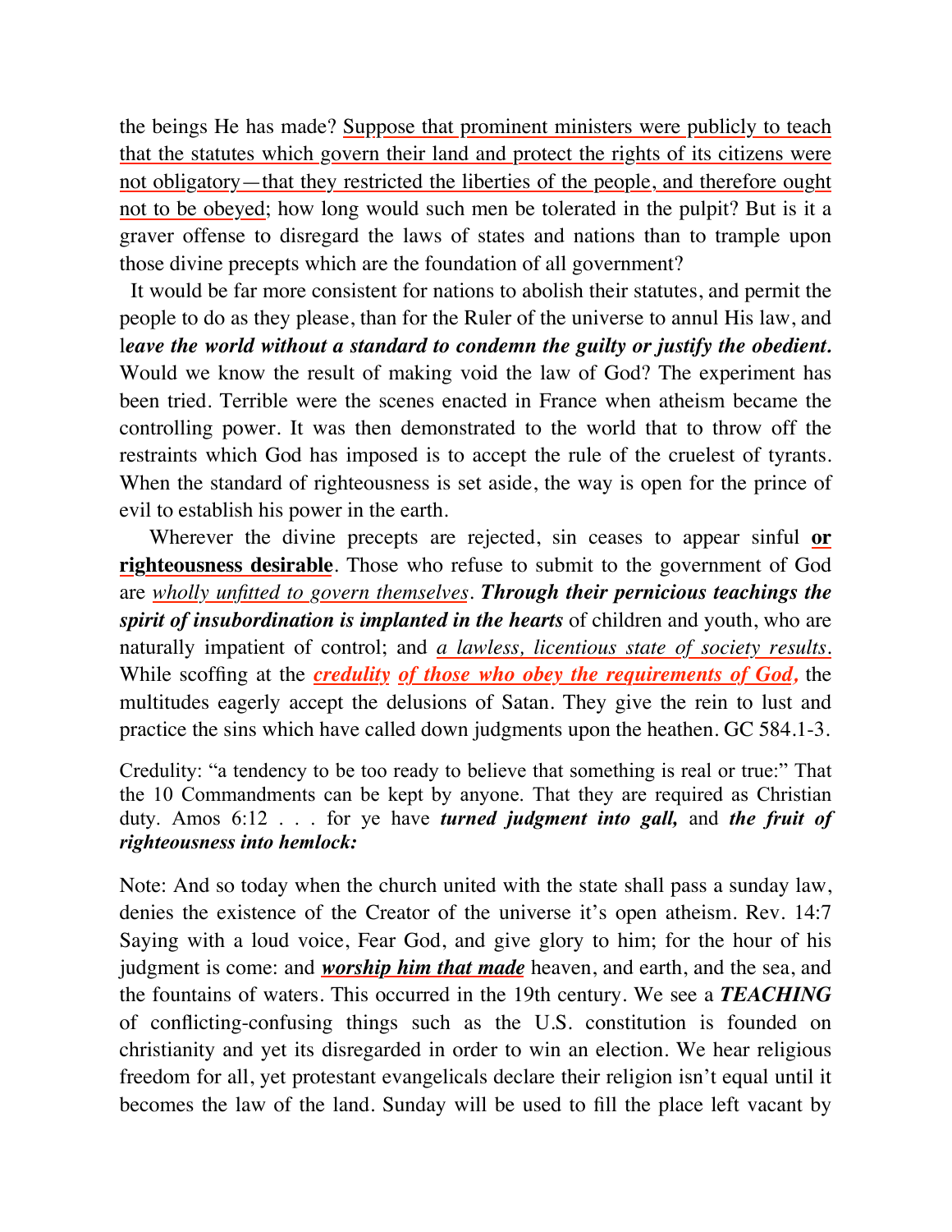the beings He has made? Suppose that prominent ministers were publicly to teach that the statutes which govern their land and protect the rights of its citizens were not obligatory—that they restricted the liberties of the people, and therefore ought not to be obeyed; how long would such men be tolerated in the pulpit? But is it a graver offense to disregard the laws of states and nations than to trample upon those divine precepts which are the foundation of all government?

It would be far more consistent for nations to abolish their statutes, and permit the people to do as they please, than for the Ruler of the universe to annul His law, and l***eave the world without a standard to condemn the guilty or justify the obedient.*** Would we know the result of making void the law of God? The experiment has been tried. Terrible were the scenes enacted in France when atheism became the controlling power. It was then demonstrated to the world that to throw off the restraints which God has imposed is to accept the rule of the cruelest of tyrants. When the standard of righteousness is set aside, the way is open for the prince of evil to establish his power in the earth.

Wherever the divine precepts are rejected, sin ceases to appear sinful **or righteousness desirable**. Those who refuse to submit to the government of God are *wholly unfitted to govern themselves*. ***Through their pernicious teachings the spirit of insubordination is implanted in the hearts*** of children and youth, who are naturally impatient of control; and *a lawless, licentious state of society results.* While scoffing at the ***credulity of those who obey the requirements of God,*** the multitudes eagerly accept the delusions of Satan. They give the rein to lust and practice the sins which have called down judgments upon the heathen. GC 584.1-3.

Credulity: "a tendency to be too ready to believe that something is real or true:" That the 10 Commandments can be kept by anyone. That they are required as Christian duty. Amos 6:12 . . . for ye have ***turned judgment into gall,*** and ***the fruit of righteousness into hemlock:***

Note: And so today when the church united with the state shall pass a sunday law, denies the existence of the Creator of the universe it's open atheism. Rev. 14:7 Saying with a loud voice, Fear God, and give glory to him; for the hour of his judgment is come: and ***worship him that made*** heaven, and earth, and the sea, and the fountains of waters. This occurred in the 19th century. We see a ***TEACHING*** of conflicting-confusing things such as the U.S. constitution is founded on christianity and yet its disregarded in order to win an election. We hear religious freedom for all, yet protestant evangelicals declare their religion isn't equal until it becomes the law of the land. Sunday will be used to fill the place left vacant by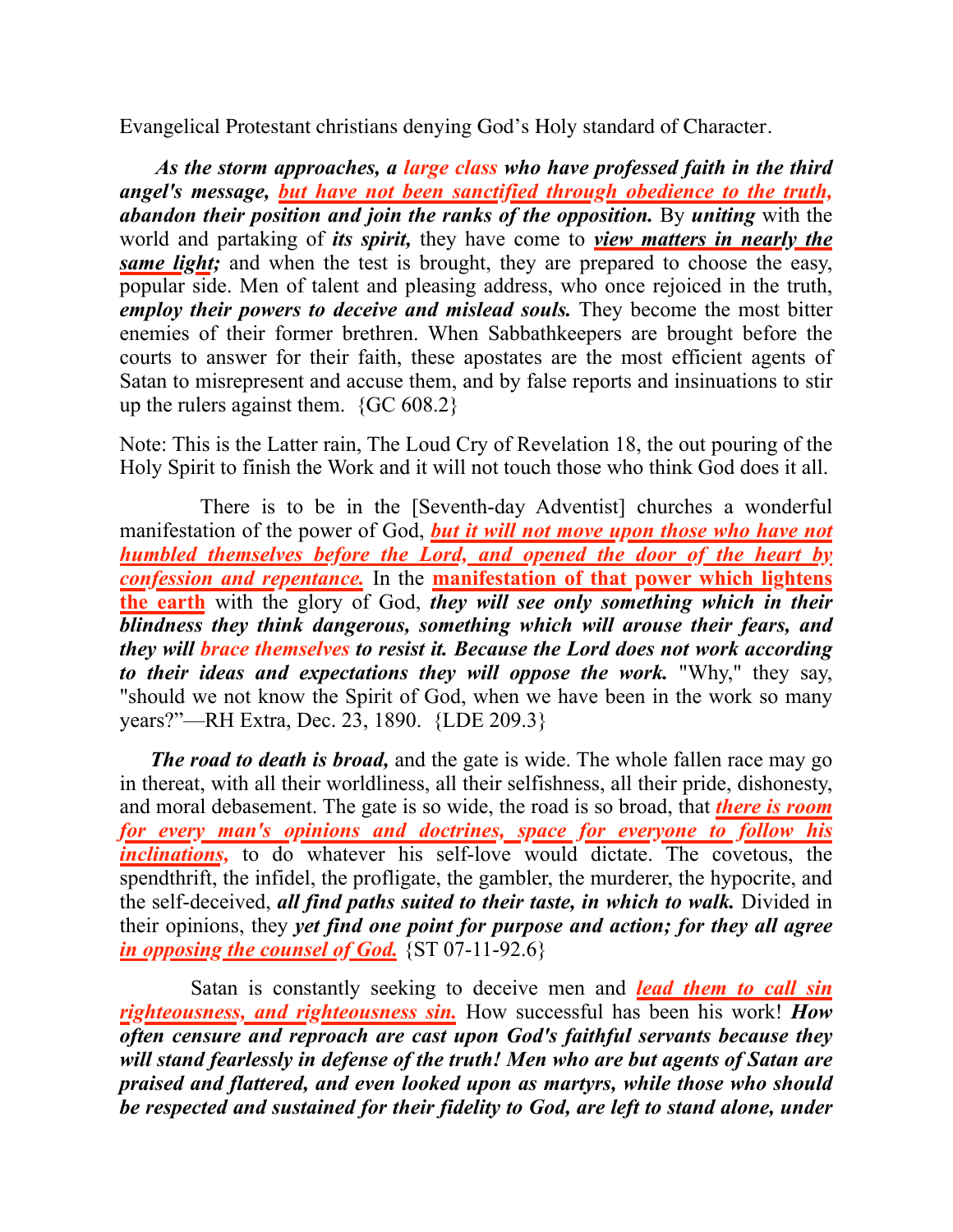Evangelical Protestant christians denying God's Holy standard of Character.

***As the storm approaches, a large class who have professed faith in the third angel's message, but have not been sanctified through obedience to the truth, abandon their position and join the ranks of the opposition.*** By ***uniting*** with the world and partaking of ***its spirit,*** they have come to ***view matters in nearly the same light;*** and when the test is brought, they are prepared to choose the easy, popular side. Men of talent and pleasing address, who once rejoiced in the truth, ***employ their powers to deceive and mislead souls.*** They become the most bitter enemies of their former brethren. When Sabbathkeepers are brought before the courts to answer for their faith, these apostates are the most efficient agents of Satan to misrepresent and accuse them, and by false reports and insinuations to stir up the rulers against them. {GC 608.2}

Note: This is the Latter rain, The Loud Cry of Revelation 18, the out pouring of the Holy Spirit to finish the Work and it will not touch those who think God does it all.

There is to be in the [Seventh-day Adventist] churches a wonderful manifestation of the power of God, ***but it will not move upon those who have not humbled themselves before the Lord, and opened the door of the heart by confession and repentance.*** In the **manifestation of that power which lightens the earth** with the glory of God, ***they will see only something which in their blindness they think dangerous, something which will arouse their fears, and they will brace themselves to resist it. Because the Lord does not work according to their ideas and expectations they will oppose the work.*** "Why," they say, "should we not know the Spirit of God, when we have been in the work so many years?"—RH Extra, Dec. 23, 1890. {LDE 209.3}

***The road to death is broad,*** and the gate is wide. The whole fallen race may go in thereat, with all their worldliness, all their selfishness, all their pride, dishonesty, and moral debasement. The gate is so wide, the road is so broad, that ***there is room for every man's opinions and doctrines, space for everyone to follow his inclinations,*** to do whatever his self-love would dictate. The covetous, the spendthrift, the infidel, the profligate, the gambler, the murderer, the hypocrite, and the self-deceived, ***all find paths suited to their taste, in which to walk.*** Divided in their opinions, they ***yet find one point for purpose and action; for they all agree in opposing the counsel of God.*** {ST 07-11-92.6}

Satan is constantly seeking to deceive men and ***lead them to call sin righteousness, and righteousness sin.*** How successful has been his work! ***How often censure and reproach are cast upon God's faithful servants because they will stand fearlessly in defense of the truth! Men who are but agents of Satan are praised and flattered, and even looked upon as martyrs, while those who should be respected and sustained for their fidelity to God, are left to stand alone, under***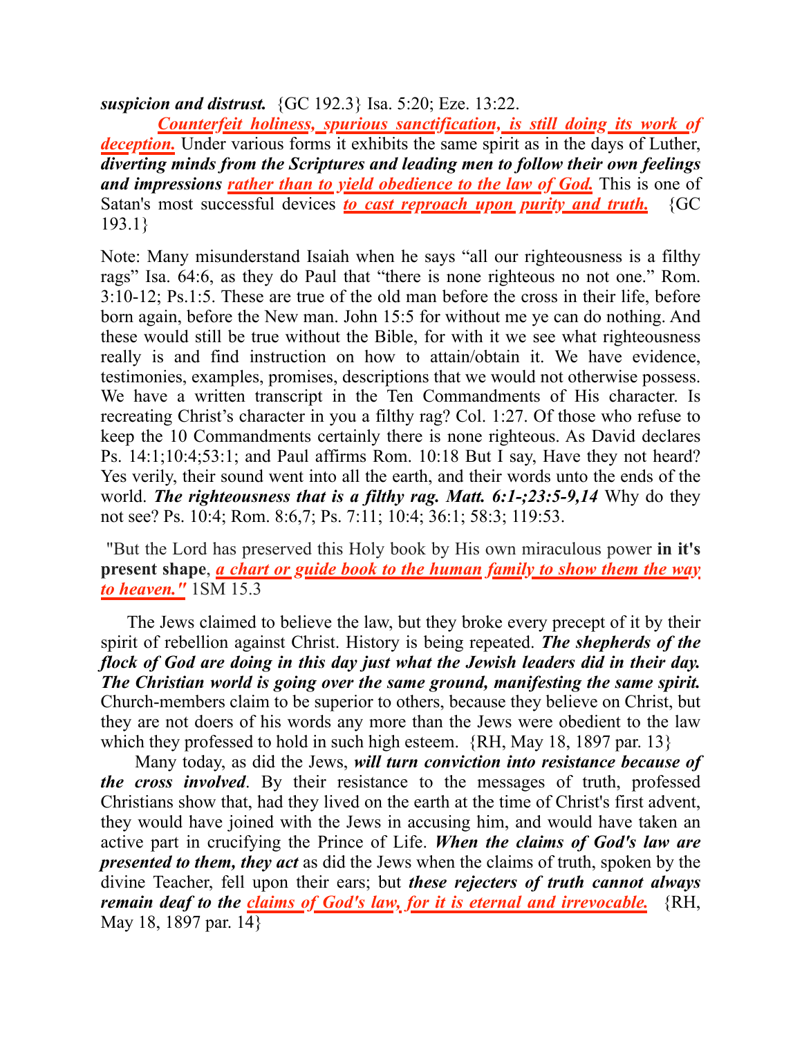***suspicion and distrust.*** {GC 192.3} Isa. 5:20; Eze. 13:22.

***Counterfeit holiness, spurious sanctification, is still doing its work of deception.*** Under various forms it exhibits the same spirit as in the days of Luther, ***diverting minds from the Scriptures and leading men to follow their own feelings and impressions rather than to yield obedience to the law of God.*** This is one of Satan's most successful devices ***to cast reproach upon purity and truth.*** {GC 193.1}

Note: Many misunderstand Isaiah when he says "all our righteousness is a filthy rags" Isa. 64:6, as they do Paul that "there is none righteous no not one." Rom. 3:10-12; Ps.1:5. These are true of the old man before the cross in their life, before born again, before the New man. John 15:5 for without me ye can do nothing. And these would still be true without the Bible, for with it we see what righteousness really is and find instruction on how to attain/obtain it. We have evidence, testimonies, examples, promises, descriptions that we would not otherwise possess. We have a written transcript in the Ten Commandments of His character. Is recreating Christ's character in you a filthy rag? Col. 1:27. Of those who refuse to keep the 10 Commandments certainly there is none righteous. As David declares Ps. 14:1;10:4;53:1; and Paul affirms Rom. 10:18 But I say, Have they not heard? Yes verily, their sound went into all the earth, and their words unto the ends of the world. ***The righteousness that is a filthy rag. Matt. 6:1-;23:5-9,14*** Why do they not see? Ps. 10:4; Rom. 8:6,7; Ps. 7:11; 10:4; 36:1; 58:3; 119:53.

"But the Lord has preserved this Holy book by His own miraculous power **in it's present shape**, ***a chart or guide book to the human family to show them the way to heaven."*** 1SM 15.3

The Jews claimed to believe the law, but they broke every precept of it by their spirit of rebellion against Christ. History is being repeated. ***The shepherds of the flock of God are doing in this day just what the Jewish leaders did in their day. The Christian world is going over the same ground, manifesting the same spirit.*** Church-members claim to be superior to others, because they believe on Christ, but they are not doers of his words any more than the Jews were obedient to the law which they professed to hold in such high esteem. {RH, May 18, 1897 par. 13}

Many today, as did the Jews, ***will turn conviction into resistance because of the cross involved***. By their resistance to the messages of truth, professed Christians show that, had they lived on the earth at the time of Christ's first advent, they would have joined with the Jews in accusing him, and would have taken an active part in crucifying the Prince of Life. ***When the claims of God's law are presented to them, they act*** as did the Jews when the claims of truth, spoken by the divine Teacher, fell upon their ears; but ***these rejecters of truth cannot always remain deaf to the claims of God's law, for it is eternal and irrevocable.*** {RH, May 18, 1897 par. 14}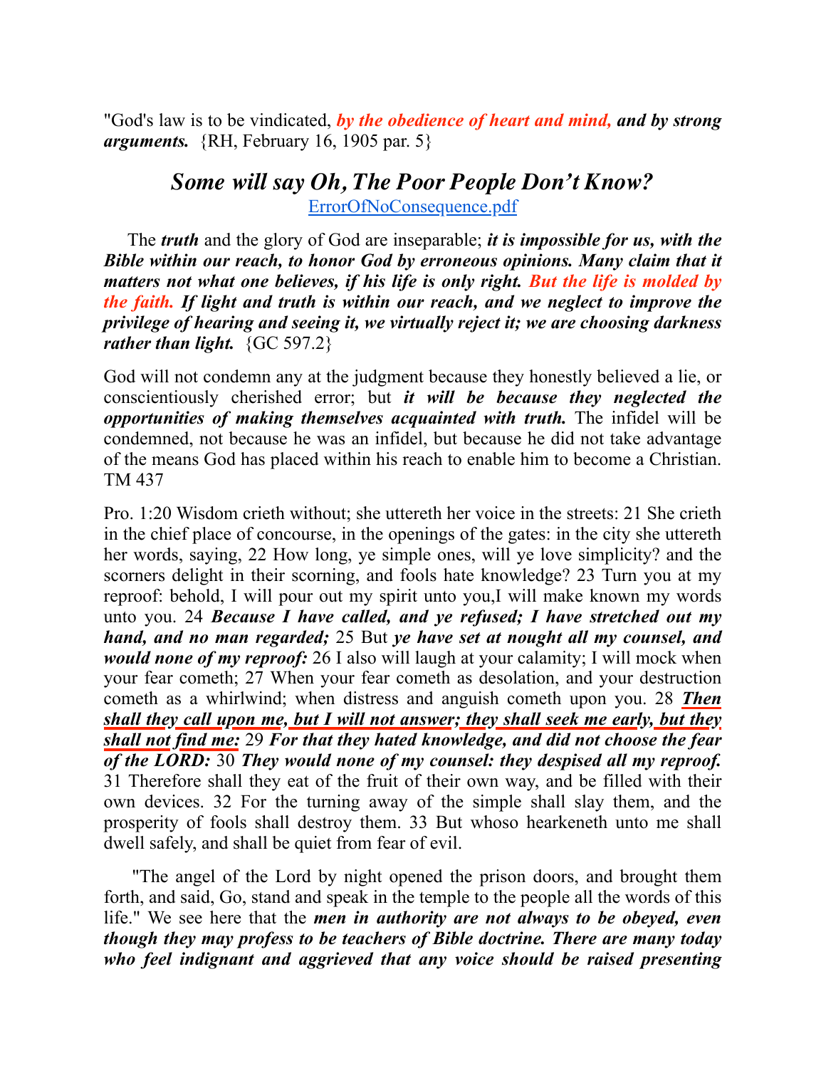"God's law is to be vindicated, ***by the obedience of heart and mind,*** ***and by strong arguments.*** {RH, February 16, 1905 par. 5}

## *Some will say Oh, The Poor People Don't Know?*

ErrorOfNoConsequence.pdf

The ***truth*** and the glory of God are inseparable; ***it is impossible for us, with the Bible within our reach, to honor God by erroneous opinions. Many claim that it matters not what one believes, if his life is only right. But the life is molded by the faith. If light and truth is within our reach, and we neglect to improve the privilege of hearing and seeing it, we virtually reject it; we are choosing darkness rather than light.*** {GC 597.2}

God will not condemn any at the judgment because they honestly believed a lie, or conscientiously cherished error; but ***it will be because they neglected the opportunities of making themselves acquainted with truth.*** The infidel will be condemned, not because he was an infidel, but because he did not take advantage of the means God has placed within his reach to enable him to become a Christian. TM 437

Pro. 1:20 Wisdom crieth without; she uttereth her voice in the streets: 21 She crieth in the chief place of concourse, in the openings of the gates: in the city she uttereth her words, saying, 22 How long, ye simple ones, will ye love simplicity? and the scorners delight in their scorning, and fools hate knowledge? 23 Turn you at my reproof: behold, I will pour out my spirit unto you,I will make known my words unto you. 24 ***Because I have called, and ye refused; I have stretched out my hand, and no man regarded;*** 25 But ***ye have set at nought all my counsel, and would none of my reproof:*** 26 I also will laugh at your calamity; I will mock when your fear cometh; 27 When your fear cometh as desolation, and your destruction cometh as a whirlwind; when distress and anguish cometh upon you. 28 ***Then shall they call upon me, but I will not answer; they shall seek me early, but they shall not find me:*** 29 ***For that they hated knowledge, and did not choose the fear of the LORD:*** 30 ***They would none of my counsel: they despised all my reproof.*** 31 Therefore shall they eat of the fruit of their own way, and be filled with their own devices. 32 For the turning away of the simple shall slay them, and the prosperity of fools shall destroy them. 33 But whoso hearkeneth unto me shall dwell safely, and shall be quiet from fear of evil.

"The angel of the Lord by night opened the prison doors, and brought them forth, and said, Go, stand and speak in the temple to the people all the words of this life." We see here that the ***men in authority are not always to be obeyed, even though they may profess to be teachers of Bible doctrine. There are many today who feel indignant and aggrieved that any voice should be raised presenting***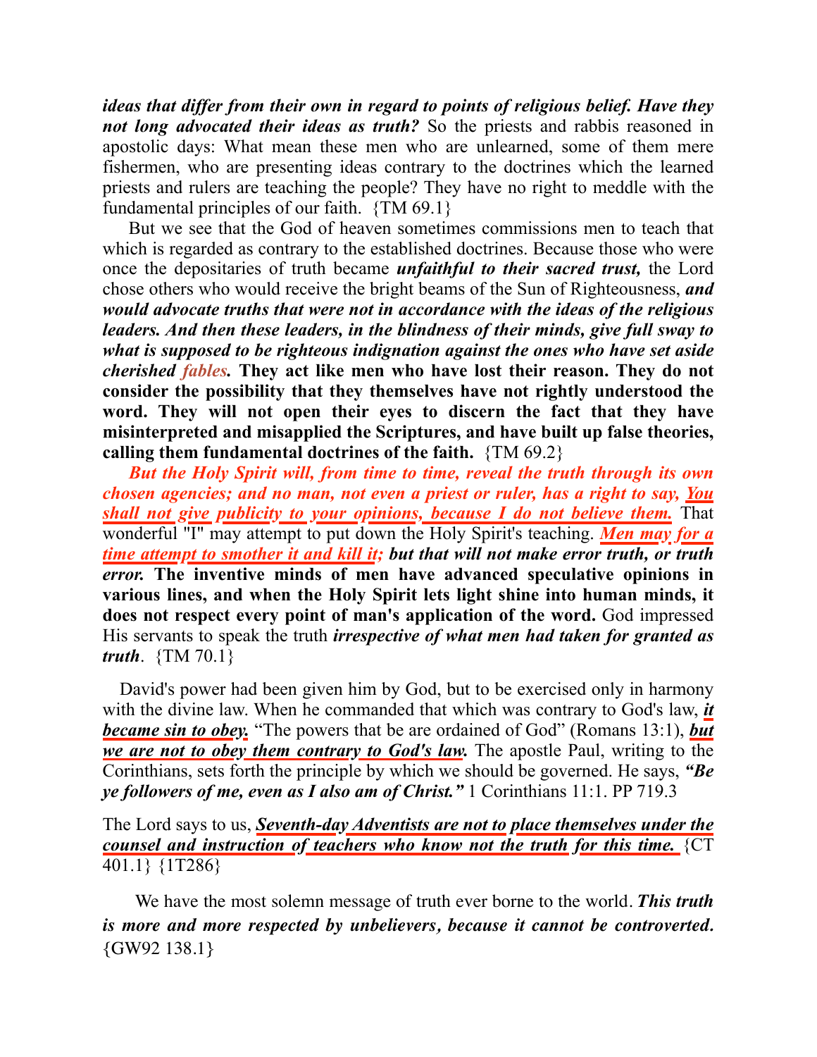***ideas that differ from their own in regard to points of religious belief. Have they not long advocated their ideas as truth?*** So the priests and rabbis reasoned in apostolic days: What mean these men who are unlearned, some of them mere fishermen, who are presenting ideas contrary to the doctrines which the learned priests and rulers are teaching the people? They have no right to meddle with the fundamental principles of our faith. {TM 69.1}

But we see that the God of heaven sometimes commissions men to teach that which is regarded as contrary to the established doctrines. Because those who were once the depositaries of truth became ***unfaithful to their sacred trust,*** the Lord chose others who would receive the bright beams of the Sun of Righteousness, ***and would advocate truths that were not in accordance with the ideas of the religious leaders. And then these leaders, in the blindness of their minds, give full sway to what is supposed to be righteous indignation against the ones who have set aside cherished fables.*** **They act like men who have lost their reason. They do not consider the possibility that they themselves have not rightly understood the word. They will not open their eyes to discern the fact that they have misinterpreted and misapplied the Scriptures, and have built up false theories, calling them fundamental doctrines of the faith.** {TM 69.2}

***But the Holy Spirit will, from time to time, reveal the truth through its own chosen agencies; and no man, not even a priest or ruler, has a right to say, You shall not give publicity to your opinions, because I do not believe them.*** That wonderful "I" may attempt to put down the Holy Spirit's teaching. ***Men may for a time attempt to smother it and kill it; but that will not make error truth, or truth error.*** **The inventive minds of men have advanced speculative opinions in various lines, and when the Holy Spirit lets light shine into human minds, it does not respect every point of man's application of the word.** God impressed His servants to speak the truth ***irrespective of what men had taken for granted as truth***. {TM 70.1}

David's power had been given him by God, but to be exercised only in harmony with the divine law. When he commanded that which was contrary to God's law, ***it became sin to obey.*** "The powers that be are ordained of God" (Romans 13:1), ***but we are not to obey them contrary to God's law.*** The apostle Paul, writing to the Corinthians, sets forth the principle by which we should be governed. He says, ***"Be ye followers of me, even as I also am of Christ."*** 1 Corinthians 11:1. PP 719.3

The Lord says to us, ***Seventh-day Adventists are not to place themselves under the counsel and instruction of teachers who know not the truth for this time.*** {CT 401.1} {1T286}

We have the most solemn message of truth ever borne to the world. ***This truth is more and more respected by unbelievers, because it cannot be controverted.*** {GW92 138.1}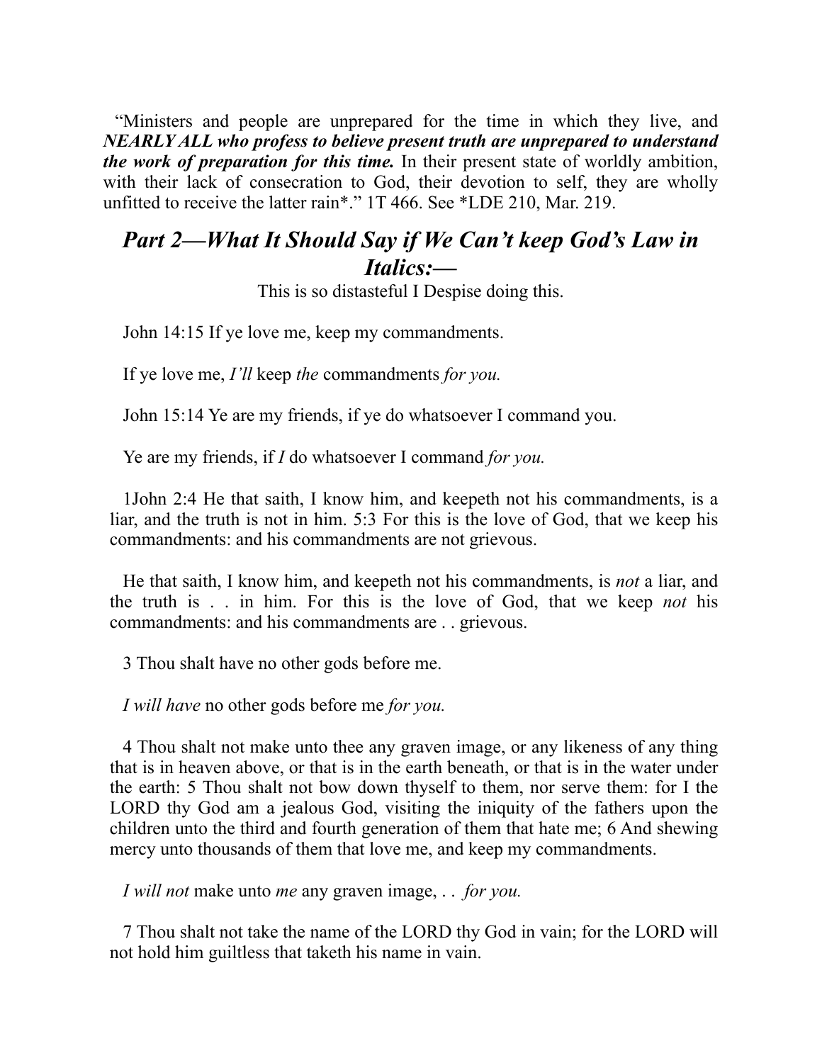“Ministers and people are unprepared for the time in which they live, and ***NEARLY ALL who profess to believe present truth are unprepared to understand the work of preparation for this time.*** In their present state of worldly ambition, with their lack of consecration to God, their devotion to self, they are wholly unfitted to receive the latter rain*.” 1T 466. See *LDE 210, Mar. 219.

## *Part 2—What It Should Say if We Can’t keep God’s Law in Italics:—*

This is so distasteful I Despise doing this.

John 14:15 If ye love me, keep my commandments.

If ye love me, *I’ll* keep *the* commandments *for you.*

John 15:14 Ye are my friends, if ye do whatsoever I command you.

Ye are my friends, if *I* do whatsoever I command *for you.*

1John 2:4 He that saith, I know him, and keepeth not his commandments, is a liar, and the truth is not in him. 5:3 For this is the love of God, that we keep his commandments: and his commandments are not grievous.

He that saith, I know him, and keepeth not his commandments, is *not* a liar, and the truth is . . in him. For this is the love of God, that we keep *not* his commandments: and his commandments are . . grievous.

3 Thou shalt have no other gods before me.

*I will have* no other gods before me *for you.*

4 Thou shalt not make unto thee any graven image, or any likeness of any thing that is in heaven above, or that is in the earth beneath, or that is in the water under the earth: 5 Thou shalt not bow down thyself to them, nor serve them: for I the LORD thy God am a jealous God, visiting the iniquity of the fathers upon the children unto the third and fourth generation of them that hate me; 6 And shewing mercy unto thousands of them that love me, and keep my commandments.

*I will not* make unto *me* any graven image, . . *for you.*

7 Thou shalt not take the name of the LORD thy God in vain; for the LORD will not hold him guiltless that taketh his name in vain.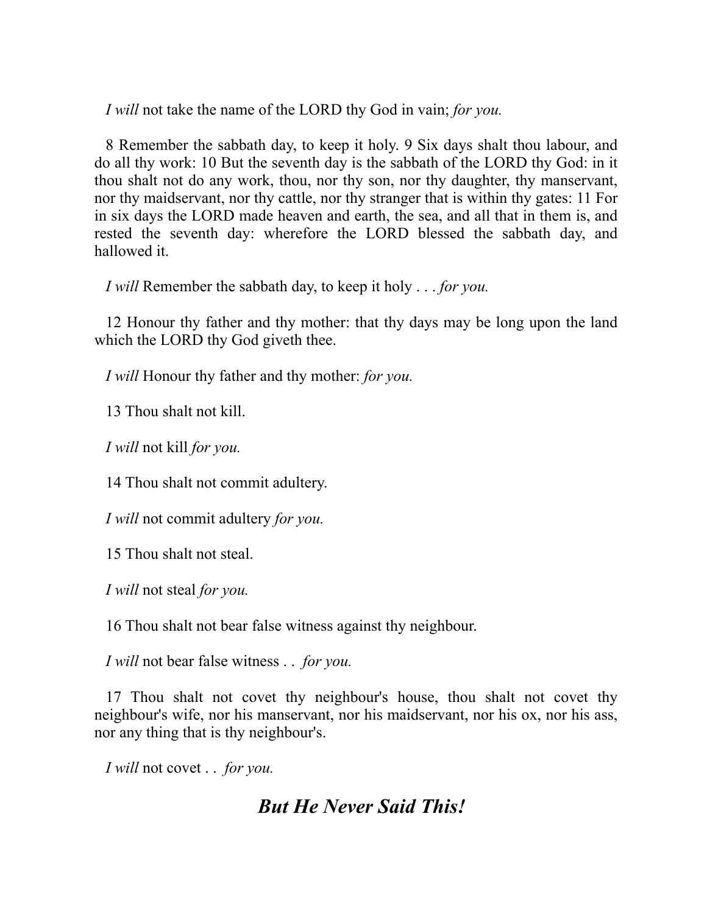*I will* not take the name of the LORD thy God in vain; *for you.*

8 Remember the sabbath day, to keep it holy. 9 Six days shalt thou labour, and do all thy work: 10 But the seventh day is the sabbath of the LORD thy God: in it thou shalt not do any work, thou, nor thy son, nor thy daughter, thy manservant, nor thy maidservant, nor thy cattle, nor thy stranger that is within thy gates: 11 For in six days the LORD made heaven and earth, the sea, and all that in them is, and rested the seventh day: wherefore the LORD blessed the sabbath day, and hallowed it.

*I will* Remember the sabbath day, to keep it holy . . . *for you.*

12 Honour thy father and thy mother: that thy days may be long upon the land which the LORD thy God giveth thee.

*I will* Honour thy father and thy mother: *for you.*

13 Thou shalt not kill.

*I will* not kill *for you.*

14 Thou shalt not commit adultery.

*I will* not commit adultery *for you.*

15 Thou shalt not steal.

*I will* not steal *for you.*

16 Thou shalt not bear false witness against thy neighbour.

*I will* not bear false witness . . *for you.*

17 Thou shalt not covet thy neighbour's house, thou shalt not covet thy neighbour's wife, nor his manservant, nor his maidservant, nor his ox, nor his ass, nor any thing that is thy neighbour's.

*I will* not covet . . *for you.*

## ***But He Never Said This!***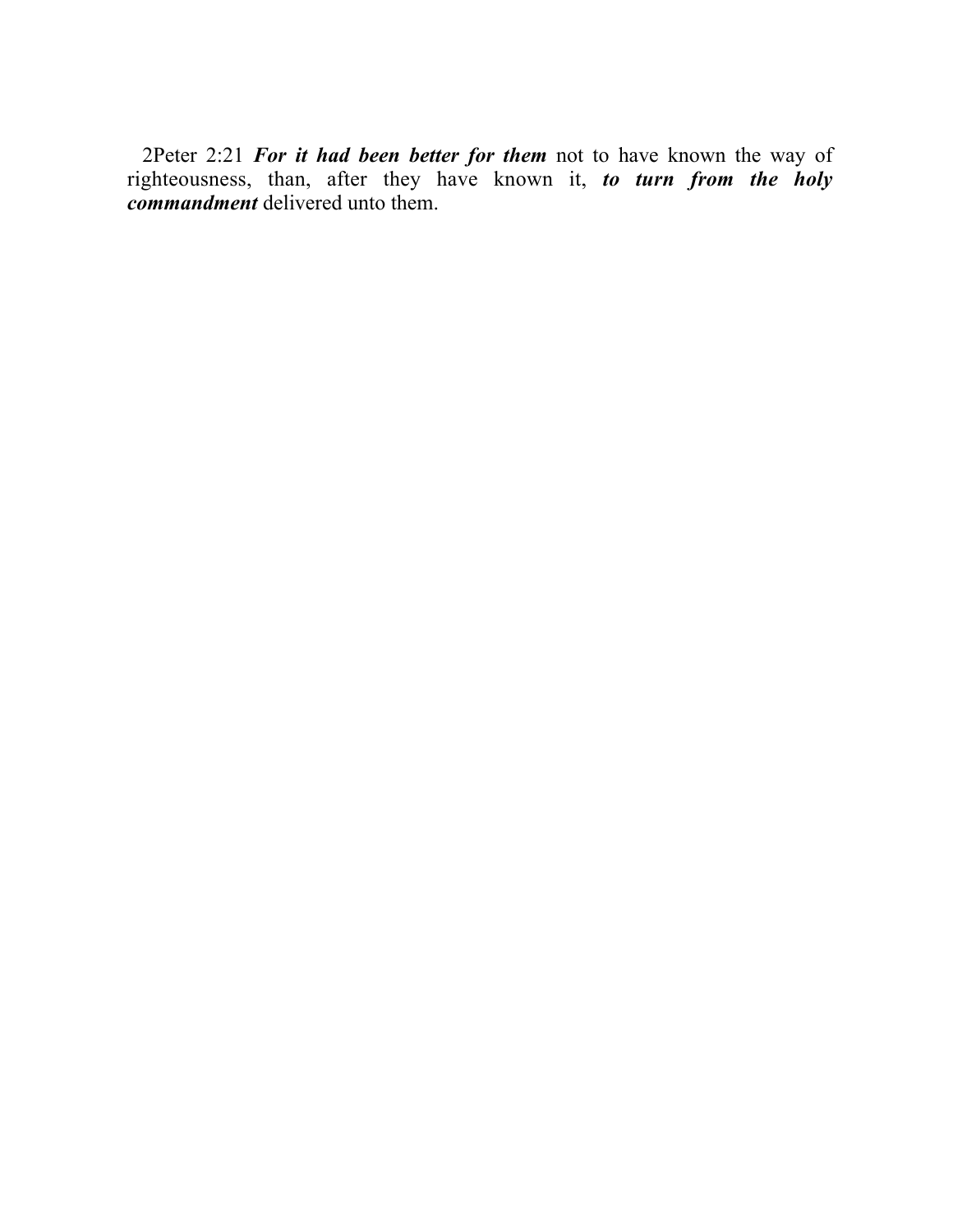2Peter 2:21 ***For it had been better for them*** not to have known the way of righteousness, than, after they have known it, ***to turn from the holy commandment*** delivered unto them.